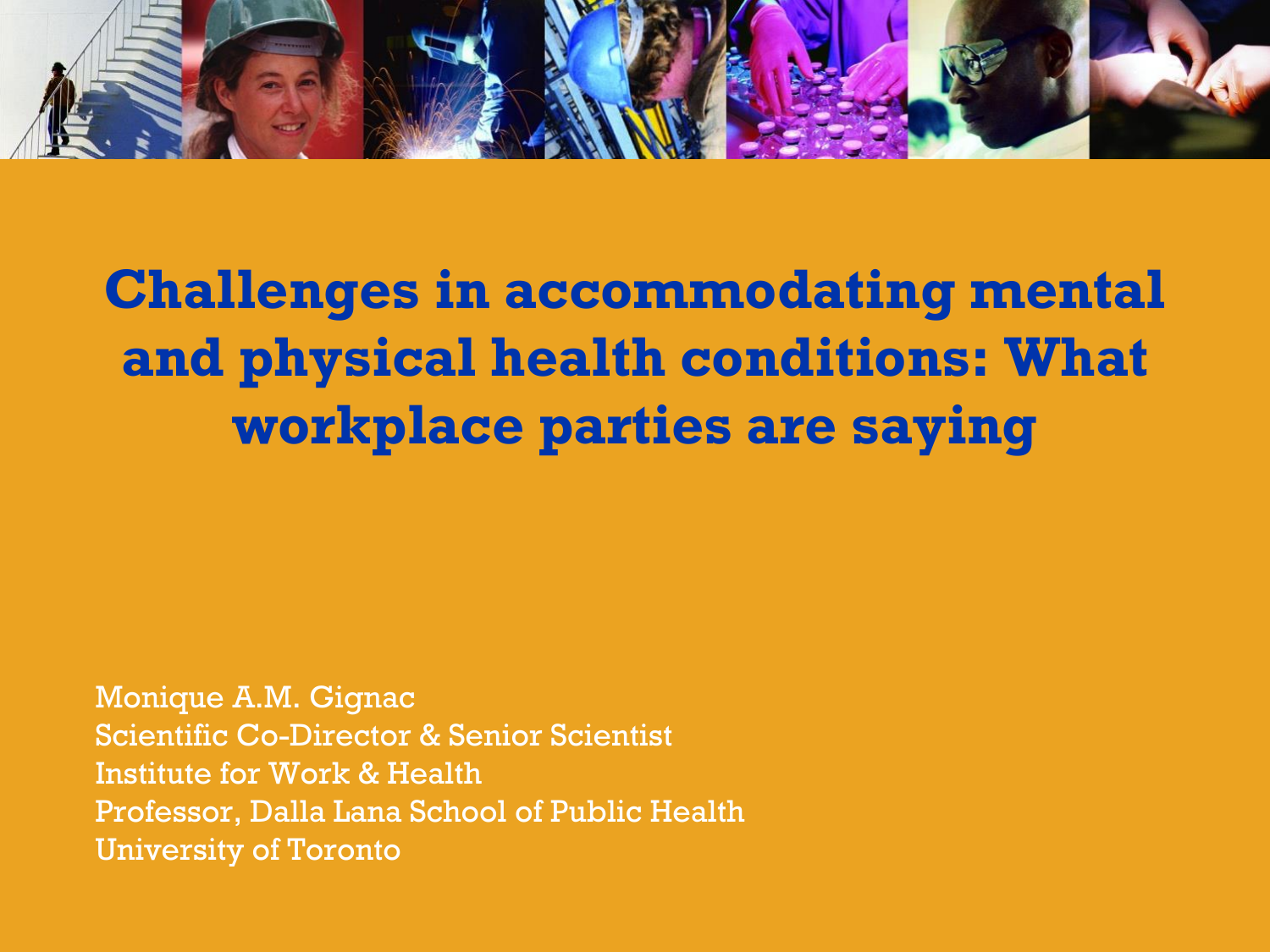# Challenges in accommodating mental and physical health conditions: What workplace parties are saying

Monique A.M. Gignac
Scientific Co-Director & Senior Scientist
Institute for Work & Health
Professor, Dalla Lana School of Public Health
University of Toronto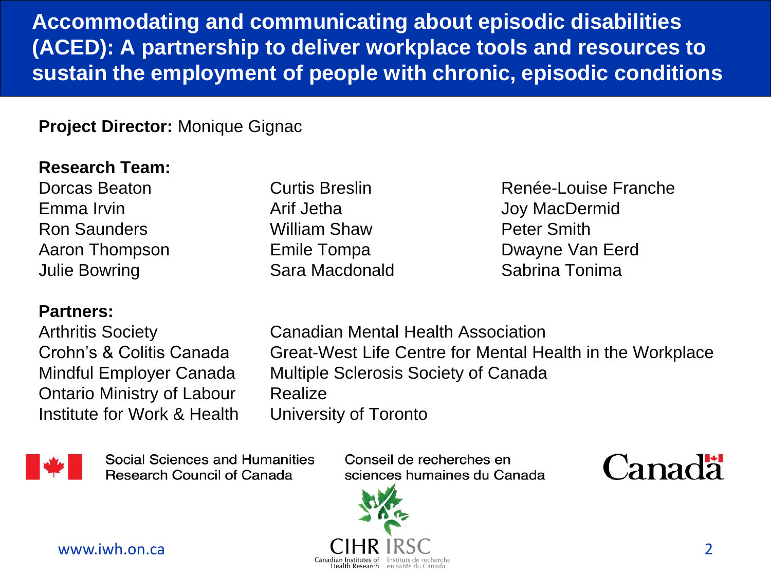# Accommodating and communicating about episodic disabilities (ACED): A partnership to deliver workplace tools and resources to sustain the employment of people with chronic, episodic conditions

**Project Director:** Monique Gignac

**Research Team:**

Dorcas Beaton, Curtis Breslin, Renée-Louise Franche, Emma Irvin, Arif Jetha, Joy MacDermid, Ron Saunders, William Shaw, Peter Smith, Aaron Thompson, Emile Tompa, Dwayne Van Eerd, Julie Bowring, Sara Macdonald, Sabrina Tonima

**Partners:**

Arthritis Society, Canadian Mental Health Association, Crohn's & Colitis Canada, Great-West Life Centre for Mental Health in the Workplace, Mindful Employer Canada, Multiple Sclerosis Society of Canada, Ontario Ministry of Labour, Realize, Institute for Work & Health, University of Toronto

Social Sciences and Humanities Research Council of Canada / Conseil de recherches en sciences humaines du Canada

Canada

CIHR IRSC — Canadian Institutes of Health Research / Instituts de recherche en santé du Canada

www.iwh.on.ca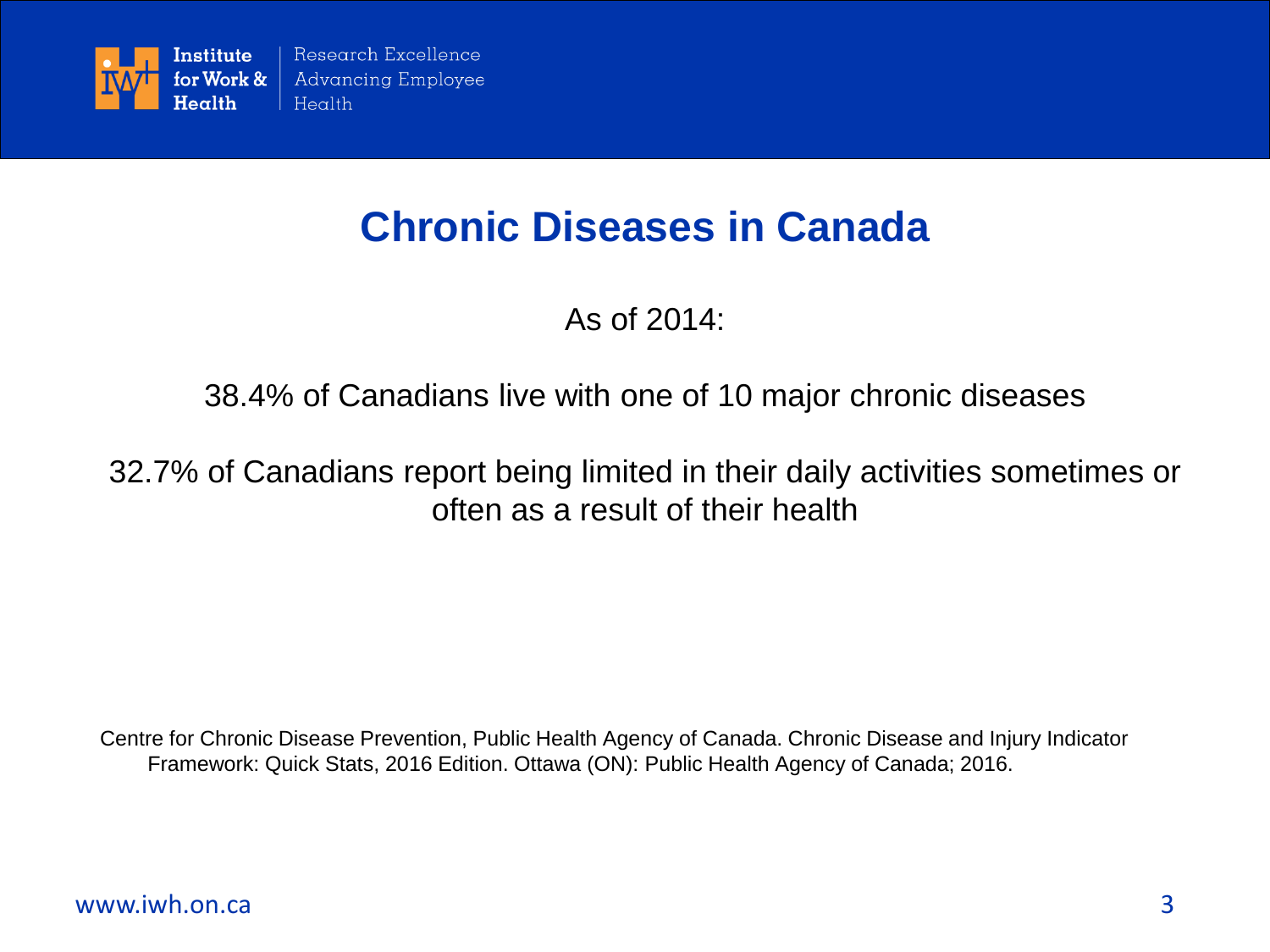# Chronic Diseases in Canada

As of 2014:

38.4% of Canadians live with one of 10 major chronic diseases

32.7% of Canadians report being limited in their daily activities sometimes or often as a result of their health

Centre for Chronic Disease Prevention, Public Health Agency of Canada. Chronic Disease and Injury Indicator Framework: Quick Stats, 2016 Edition. Ottawa (ON): Public Health Agency of Canada; 2016.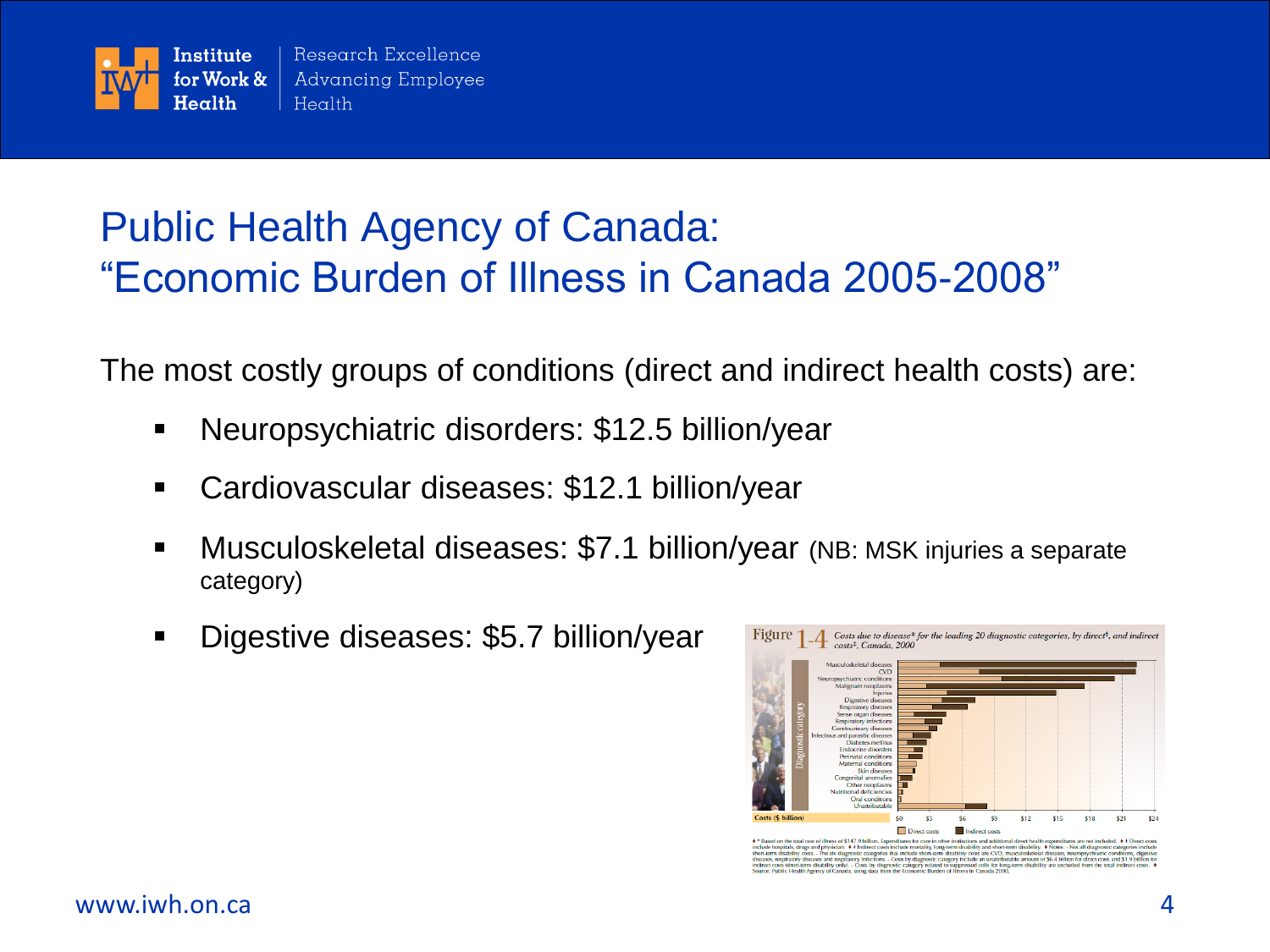# Public Health Agency of Canada: "Economic Burden of Illness in Canada 2005-2008"

The most costly groups of conditions (direct and indirect health costs) are:

- Neuropsychiatric disorders: $12.5 billion/year
- Cardiovascular diseases: $12.1 billion/year
- Musculoskeletal diseases: $7.1 billion/year (NB: MSK injuries a separate category)
- Digestive diseases: $5.7 billion/year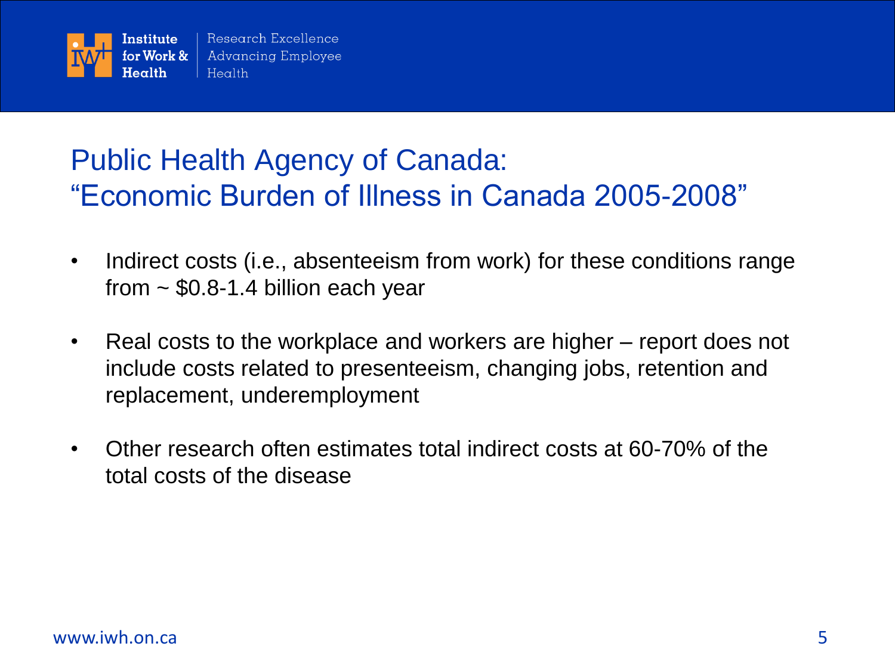# Public Health Agency of Canada: "Economic Burden of Illness in Canada 2005-2008"

- Indirect costs (i.e., absenteeism from work) for these conditions range from ~ $0.8-1.4 billion each year
- Real costs to the workplace and workers are higher – report does not include costs related to presenteeism, changing jobs, retention and replacement, underemployment
- Other research often estimates total indirect costs at 60-70% of the total costs of the disease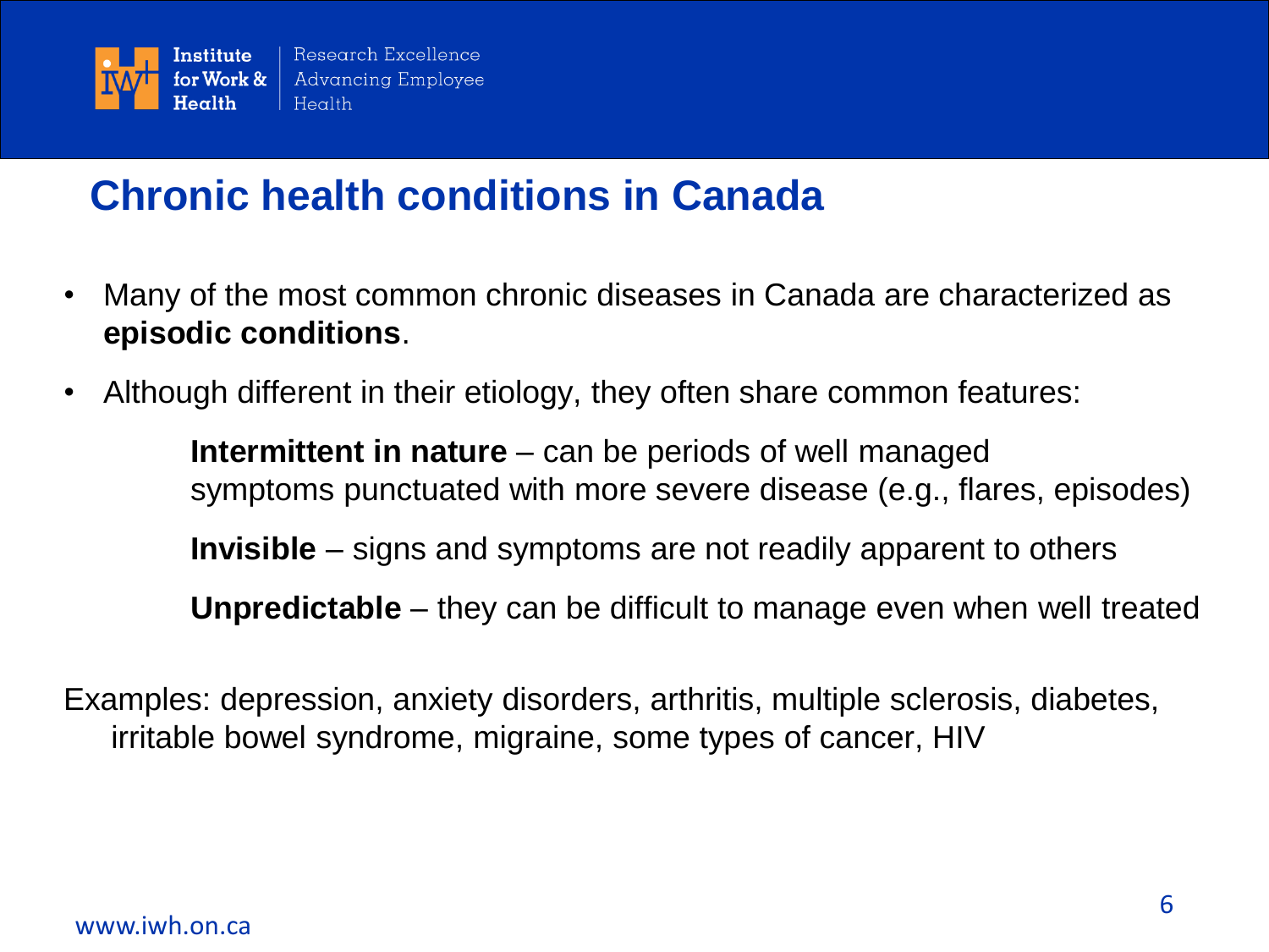# Chronic health conditions in Canada

- Many of the most common chronic diseases in Canada are characterized as **episodic conditions**.
- Although different in their etiology, they often share common features:

  **Intermittent in nature** – can be periods of well managed symptoms punctuated with more severe disease (e.g., flares, episodes)

  **Invisible** – signs and symptoms are not readily apparent to others

  **Unpredictable** – they can be difficult to manage even when well treated

Examples: depression, anxiety disorders, arthritis, multiple sclerosis, diabetes, irritable bowel syndrome, migraine, some types of cancer, HIV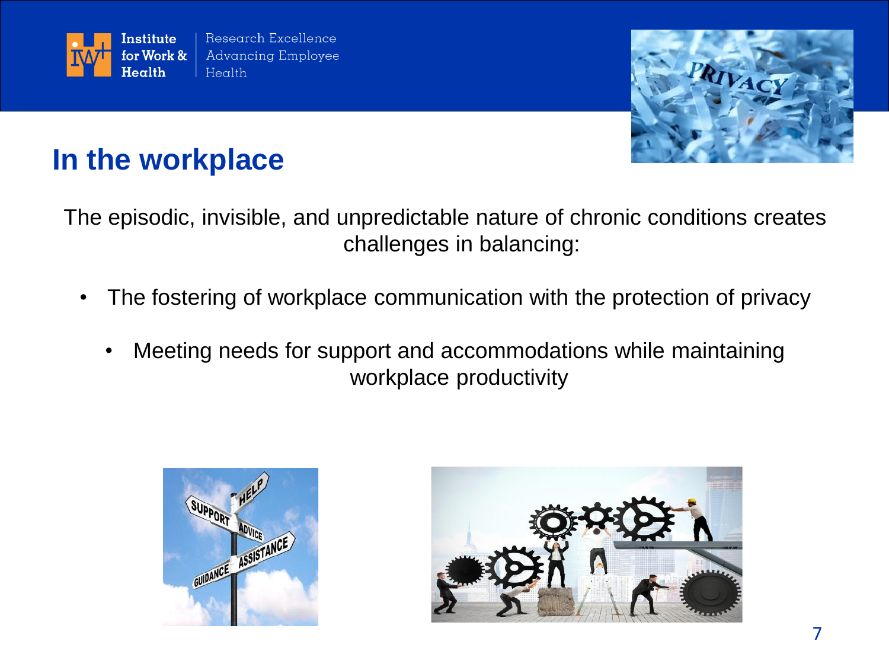## In the workplace

The episodic, invisible, and unpredictable nature of chronic conditions creates challenges in balancing:

- The fostering of workplace communication with the protection of privacy
- Meeting needs for support and accommodations while maintaining workplace productivity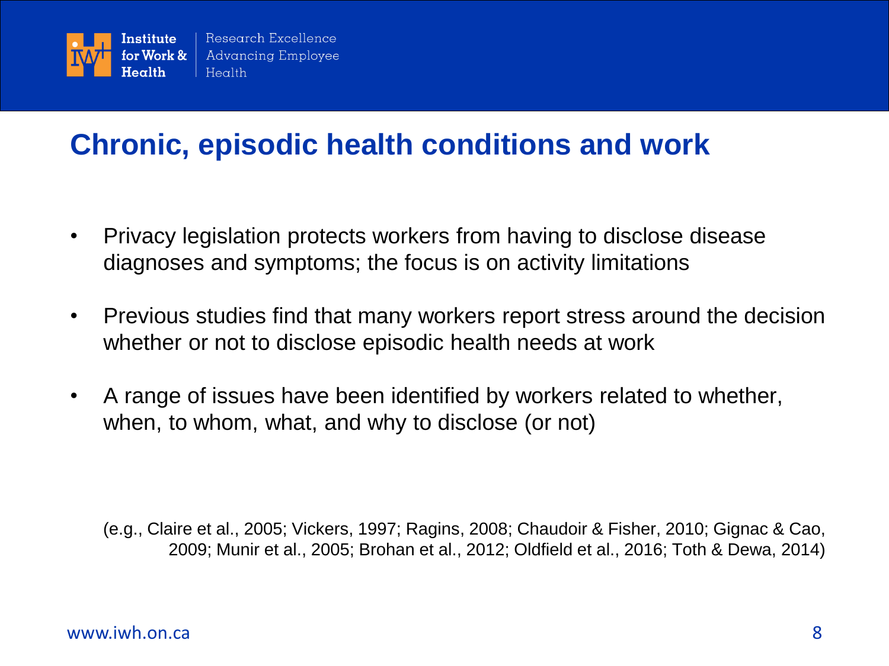# Chronic, episodic health conditions and work

- Privacy legislation protects workers from having to disclose disease diagnoses and symptoms; the focus is on activity limitations
- Previous studies find that many workers report stress around the decision whether or not to disclose episodic health needs at work
- A range of issues have been identified by workers related to whether, when, to whom, what, and why to disclose (or not)

(e.g., Claire et al., 2005; Vickers, 1997; Ragins, 2008; Chaudoir & Fisher, 2010; Gignac & Cao, 2009; Munir et al., 2005; Brohan et al., 2012; Oldfield et al., 2016; Toth & Dewa, 2014)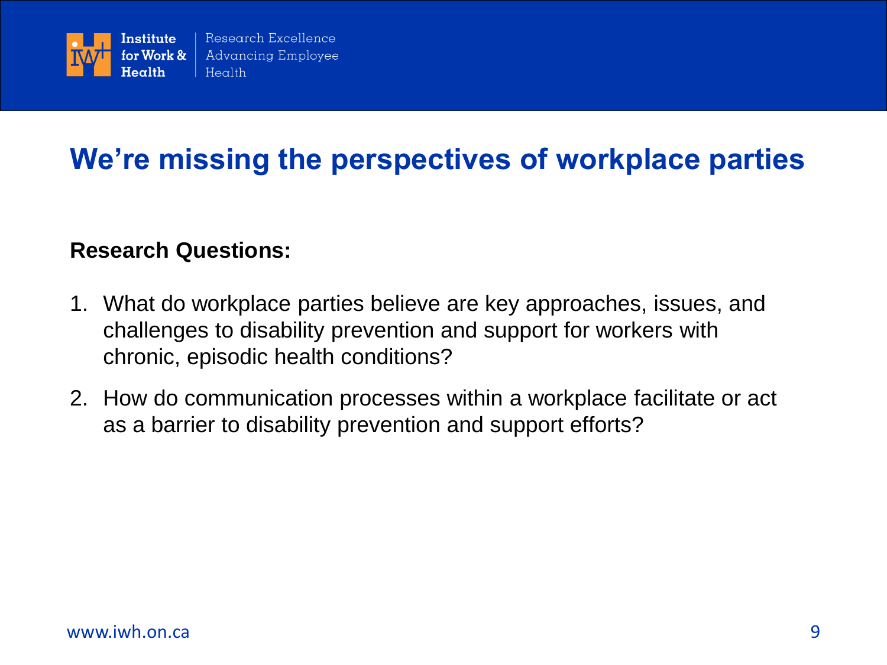# We're missing the perspectives of workplace parties

**Research Questions:**

1. What do workplace parties believe are key approaches, issues, and challenges to disability prevention and support for workers with chronic, episodic health conditions?
2. How do communication processes within a workplace facilitate or act as a barrier to disability prevention and support efforts?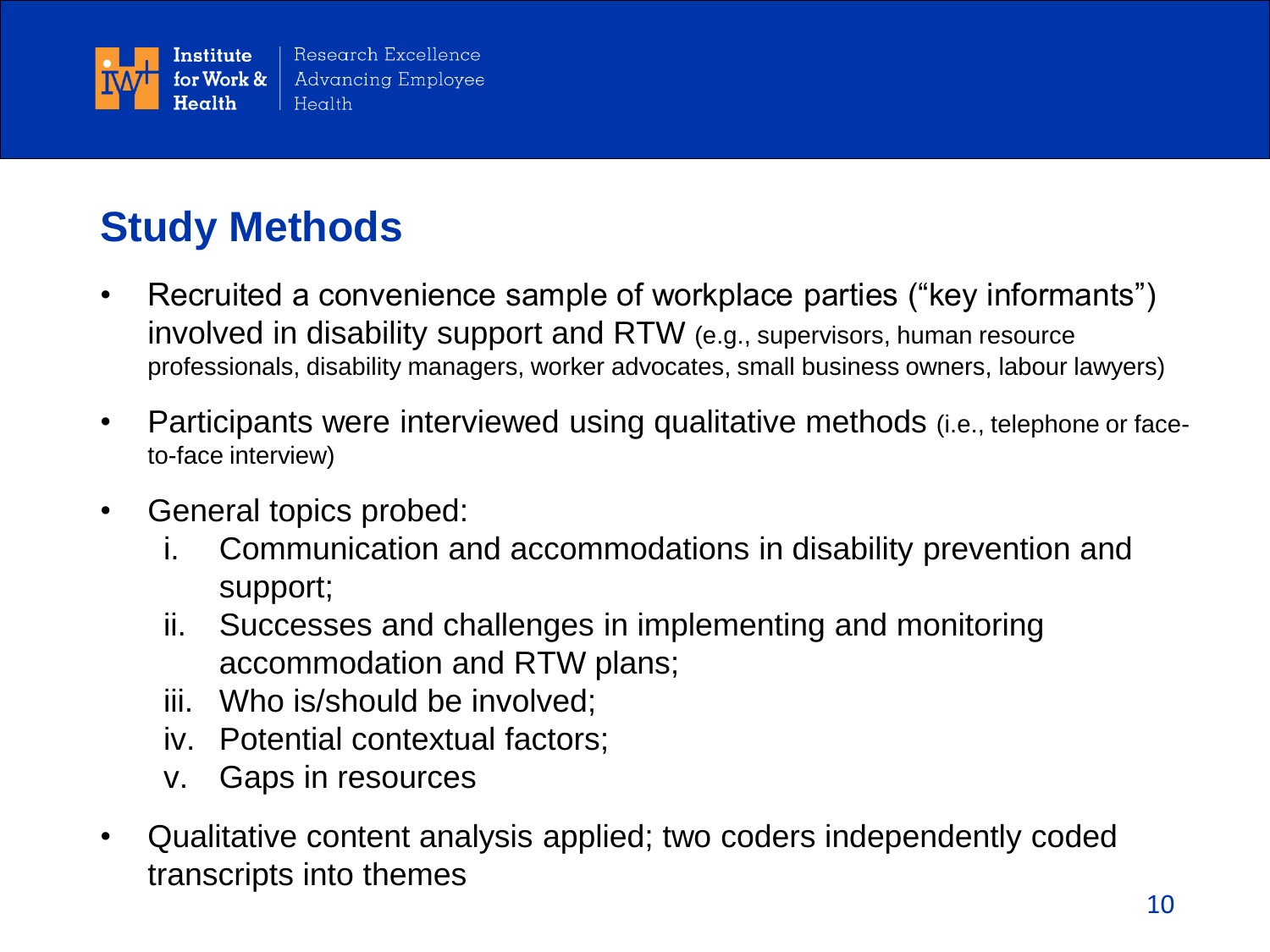## Study Methods

- Recruited a convenience sample of workplace parties ("key informants") involved in disability support and RTW (e.g., supervisors, human resource professionals, disability managers, worker advocates, small business owners, labour lawyers)
- Participants were interviewed using qualitative methods (i.e., telephone or face-to-face interview)
- General topics probed:
  - i. Communication and accommodations in disability prevention and support;
  - ii. Successes and challenges in implementing and monitoring accommodation and RTW plans;
  - iii. Who is/should be involved;
  - iv. Potential contextual factors;
  - v. Gaps in resources
- Qualitative content analysis applied; two coders independently coded transcripts into themes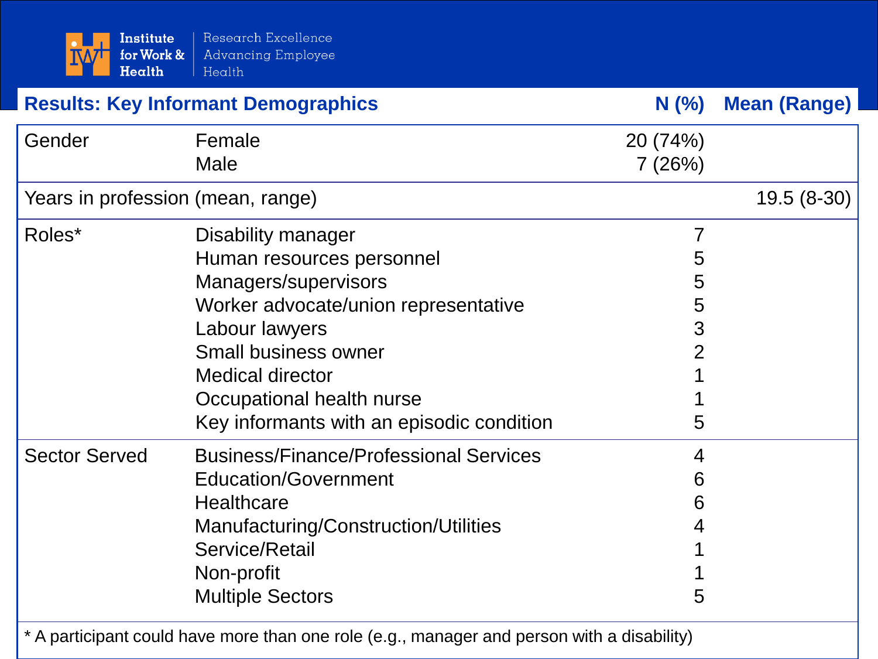## Results: Key Informant Demographics

| | | N (%) | Mean (Range) |
|---|---|---|---|
| Gender | Female | 20 (74%) | |
| | Male | 7 (26%) | |
| Years in profession (mean, range) | | | 19.5 (8-30) |
| Roles* | Disability manager | 7 | |
| | Human resources personnel | 5 | |
| | Managers/supervisors | 5 | |
| | Worker advocate/union representative | 5 | |
| | Labour lawyers | 3 | |
| | Small business owner | 2 | |
| | Medical director | 1 | |
| | Occupational health nurse | 1 | |
| | Key informants with an episodic condition | 5 | |
| Sector Served | Business/Finance/Professional Services | 4 | |
| | Education/Government | 6 | |
| | Healthcare | 6 | |
| | Manufacturing/Construction/Utilities | 4 | |
| | Service/Retail | 1 | |
| | Non-profit | 1 | |
| | Multiple Sectors | 5 | |

* A participant could have more than one role (e.g., manager and person with a disability)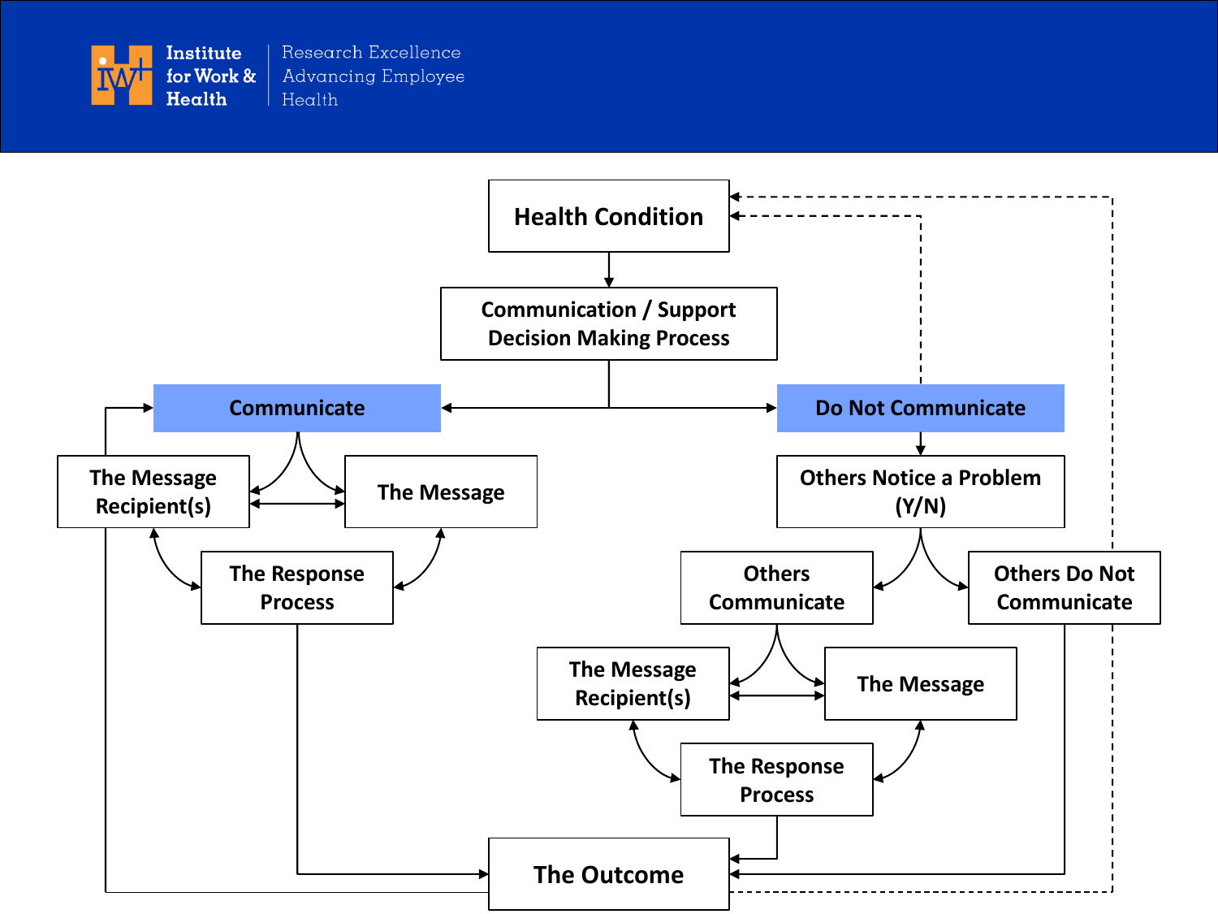Institute for Work & Health | Research Excellence Advancing Employee Health

Health Condition

Communication / Support Decision Making Process

Communicate

The Message Recipient(s)

The Message

The Response Process

Do Not Communicate

Others Notice a Problem (Y/N)

Others Communicate

Others Do Not Communicate

The Message Recipient(s)

The Message

The Response Process

The Outcome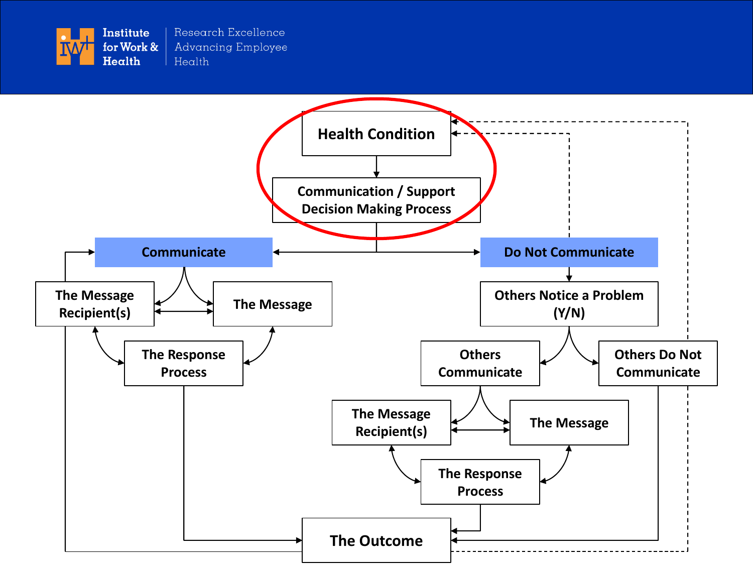Institute for Work & Health | Research Excellence Advancing Employee Health

Health Condition

Communication / Support Decision Making Process

Communicate

The Message Recipient(s)

The Message

The Response Process

Do Not Communicate

Others Notice a Problem (Y/N)

Others Communicate

Others Do Not Communicate

The Message Recipient(s)

The Message

The Response Process

The Outcome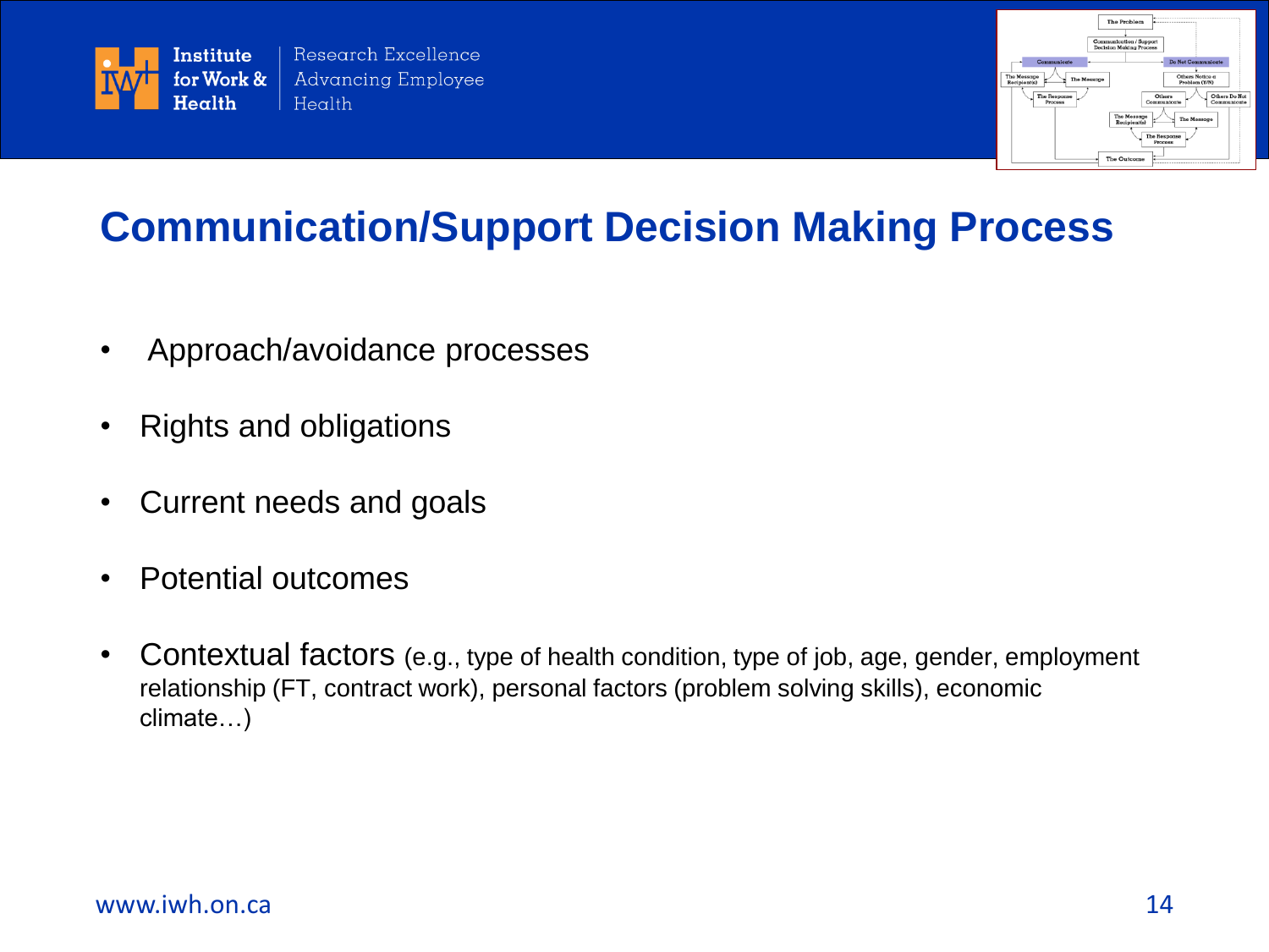# Communication/Support Decision Making Process

- Approach/avoidance processes
- Rights and obligations
- Current needs and goals
- Potential outcomes
- Contextual factors (e.g., type of health condition, type of job, age, gender, employment relationship (FT, contract work), personal factors (problem solving skills), economic climate…)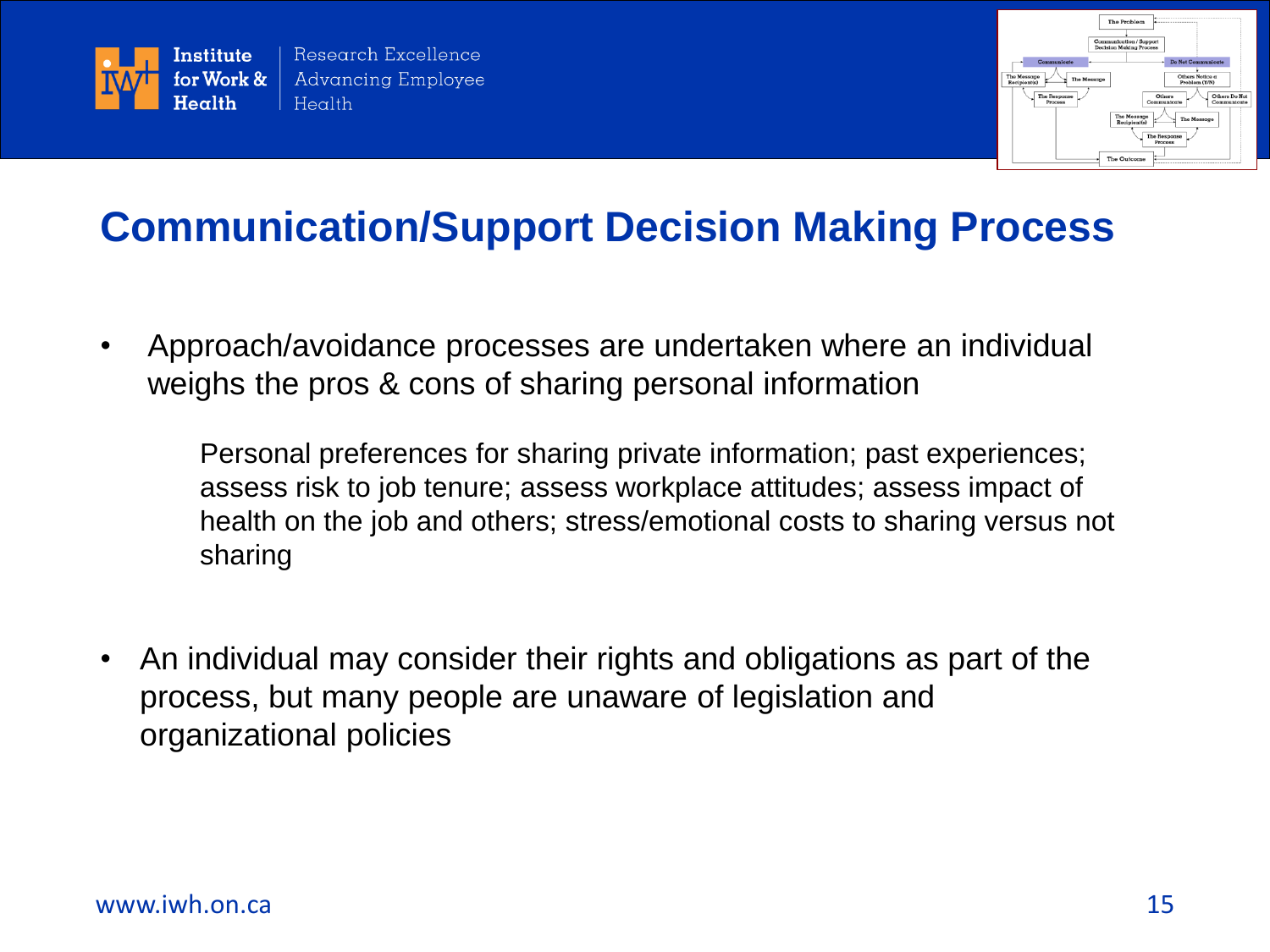## Communication/Support Decision Making Process

- Approach/avoidance processes are undertaken where an individual weighs the pros & cons of sharing personal information

  Personal preferences for sharing private information; past experiences; assess risk to job tenure; assess workplace attitudes; assess impact of health on the job and others; stress/emotional costs to sharing versus not sharing

- An individual may consider their rights and obligations as part of the process, but many people are unaware of legislation and organizational policies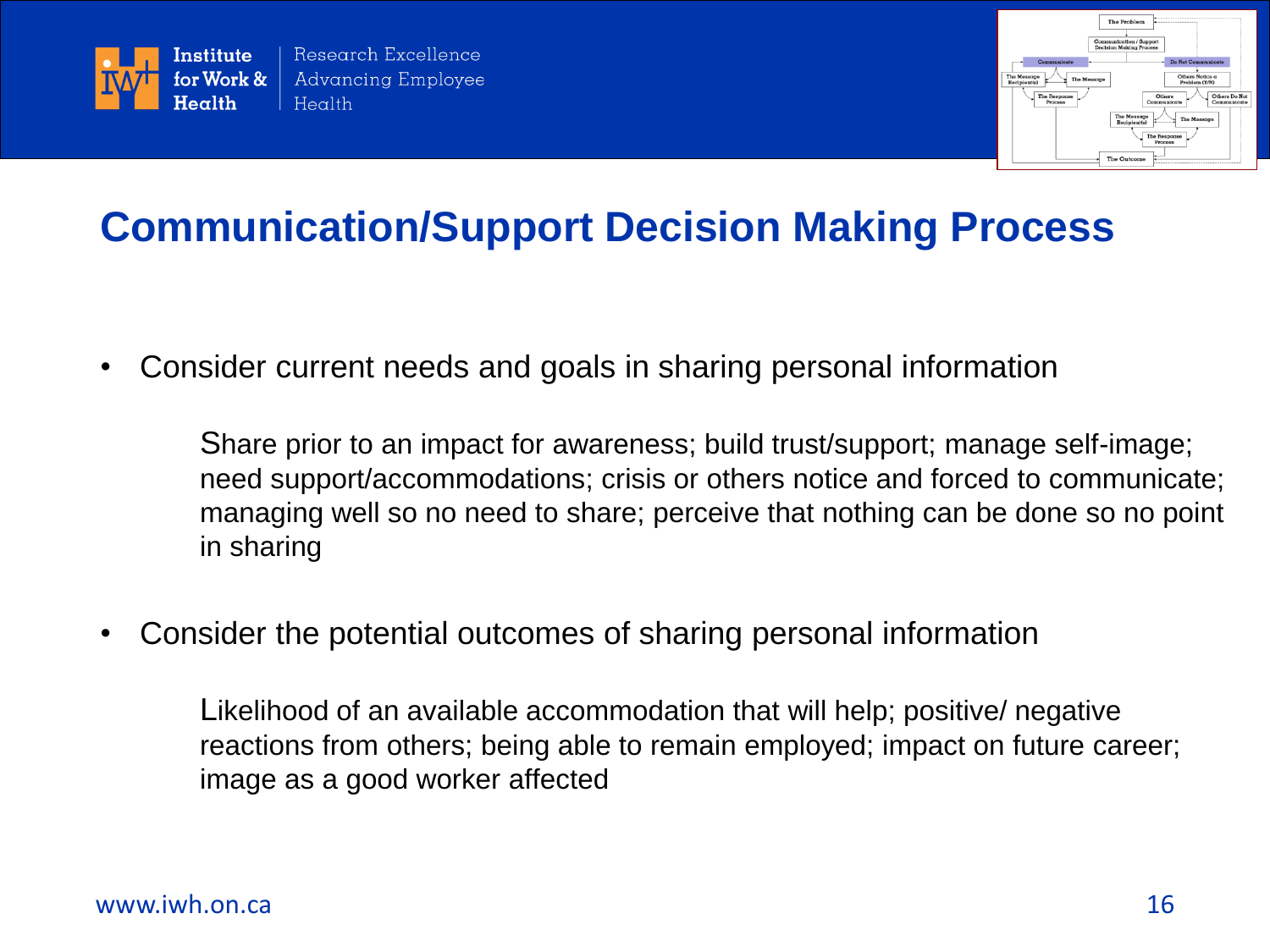# Communication/Support Decision Making Process

- Consider current needs and goals in sharing personal information

  Share prior to an impact for awareness; build trust/support; manage self-image; need support/accommodations; crisis or others notice and forced to communicate; managing well so no need to share; perceive that nothing can be done so no point in sharing

- Consider the potential outcomes of sharing personal information

  Likelihood of an available accommodation that will help; positive/ negative reactions from others; being able to remain employed; impact on future career; image as a good worker affected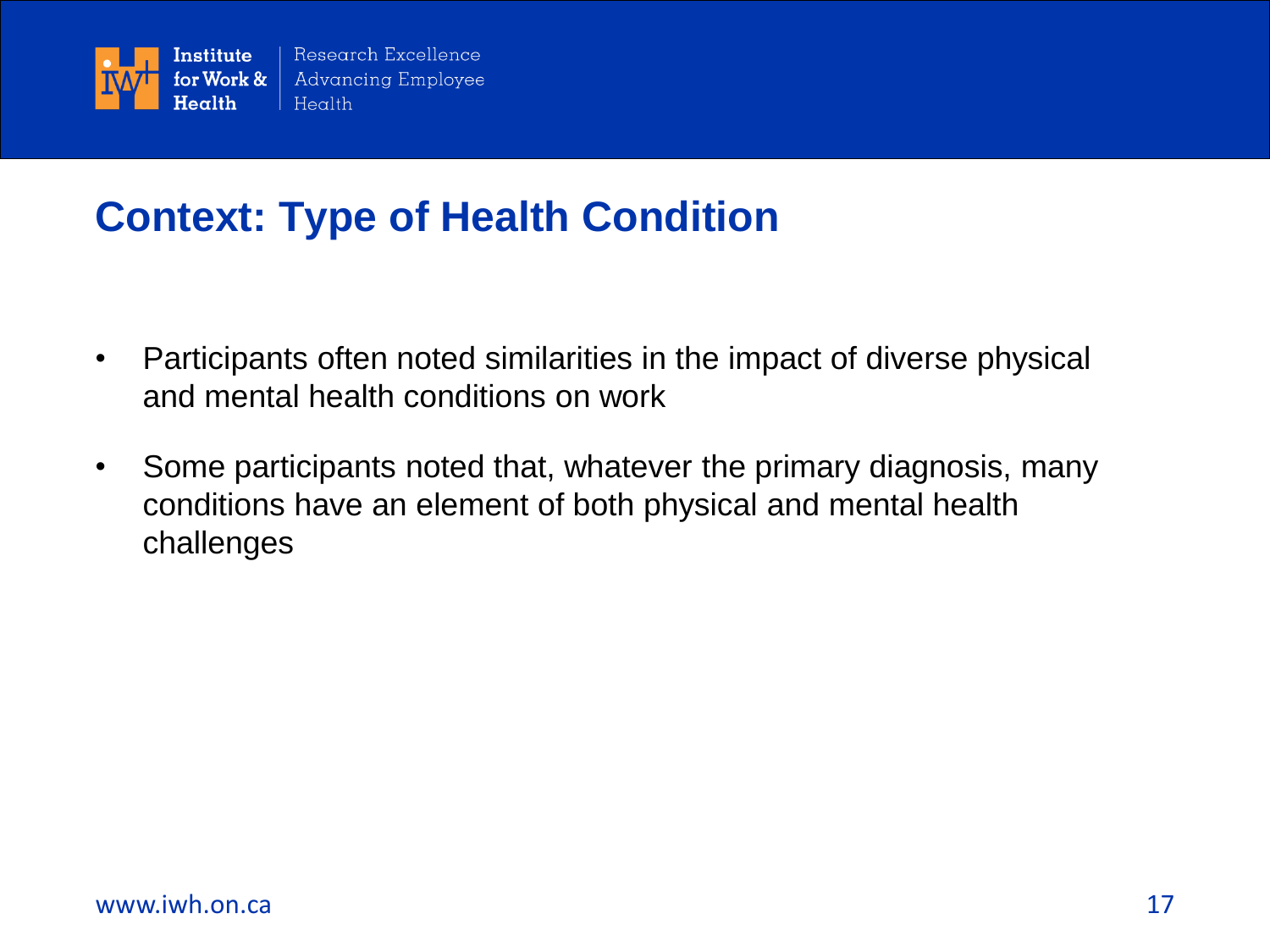## Context: Type of Health Condition

- Participants often noted similarities in the impact of diverse physical and mental health conditions on work
- Some participants noted that, whatever the primary diagnosis, many conditions have an element of both physical and mental health challenges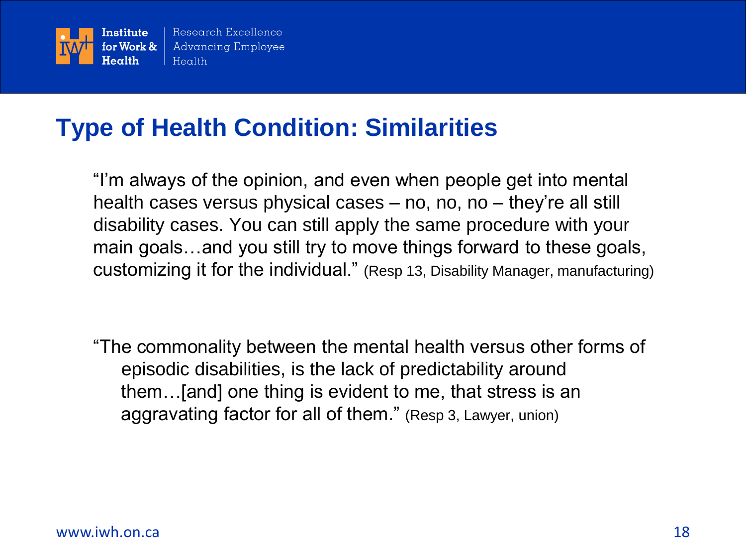## Type of Health Condition: Similarities

"I'm always of the opinion, and even when people get into mental health cases versus physical cases – no, no, no – they're all still disability cases. You can still apply the same procedure with your main goals…and you still try to move things forward to these goals, customizing it for the individual." (Resp 13, Disability Manager, manufacturing)

"The commonality between the mental health versus other forms of episodic disabilities, is the lack of predictability around them…[and] one thing is evident to me, that stress is an aggravating factor for all of them." (Resp 3, Lawyer, union)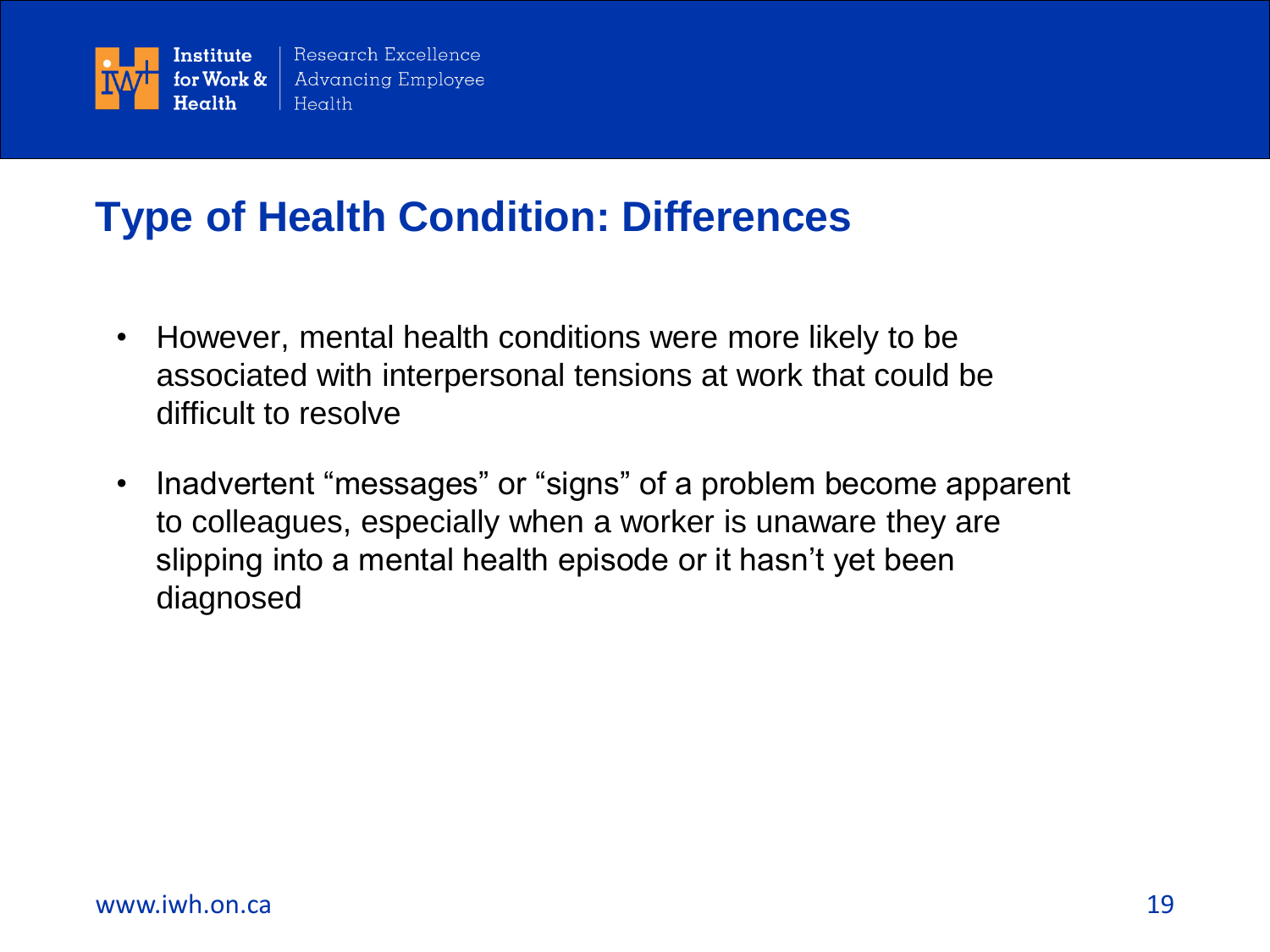## Type of Health Condition: Differences

- However, mental health conditions were more likely to be associated with interpersonal tensions at work that could be difficult to resolve
- Inadvertent "messages" or "signs" of a problem become apparent to colleagues, especially when a worker is unaware they are slipping into a mental health episode or it hasn't yet been diagnosed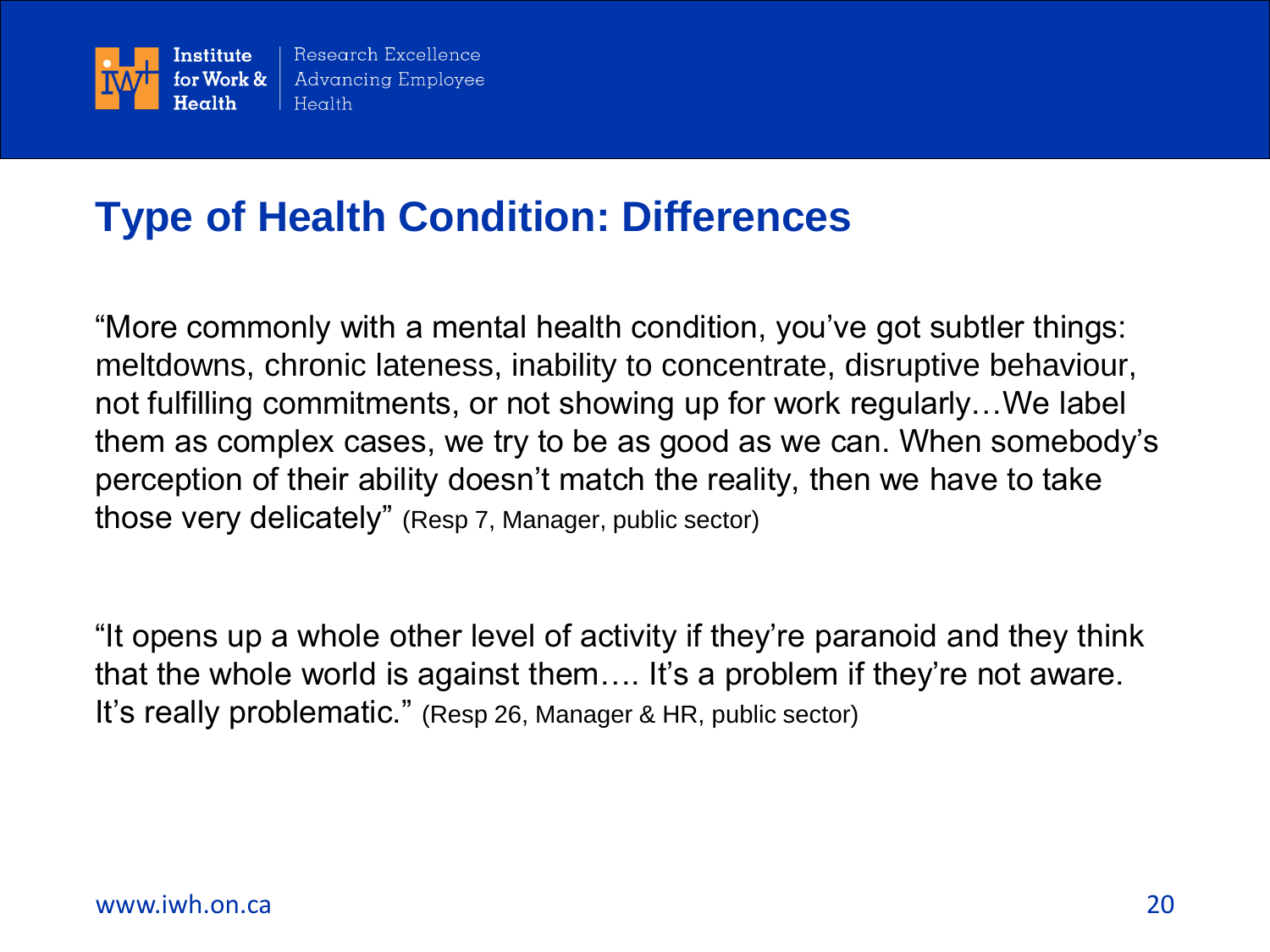## Type of Health Condition: Differences

"More commonly with a mental health condition, you've got subtler things: meltdowns, chronic lateness, inability to concentrate, disruptive behaviour, not fulfilling commitments, or not showing up for work regularly…We label them as complex cases, we try to be as good as we can. When somebody's perception of their ability doesn't match the reality, then we have to take those very delicately" (Resp 7, Manager, public sector)

"It opens up a whole other level of activity if they're paranoid and they think that the whole world is against them…. It's a problem if they're not aware. It's really problematic." (Resp 26, Manager & HR, public sector)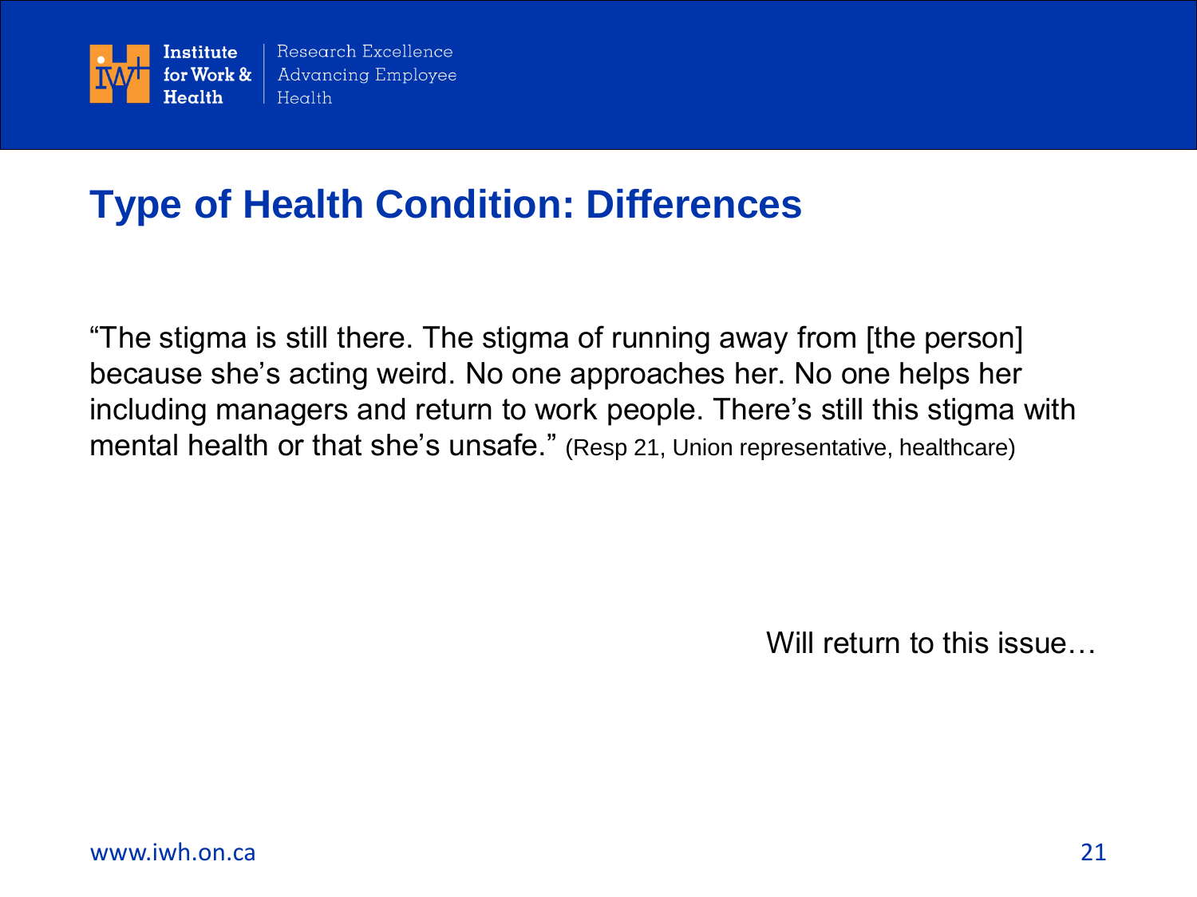# Type of Health Condition: Differences

"The stigma is still there. The stigma of running away from [the person] because she's acting weird. No one approaches her. No one helps her including managers and return to work people. There's still this stigma with mental health or that she's unsafe." (Resp 21, Union representative, healthcare)

Will return to this issue…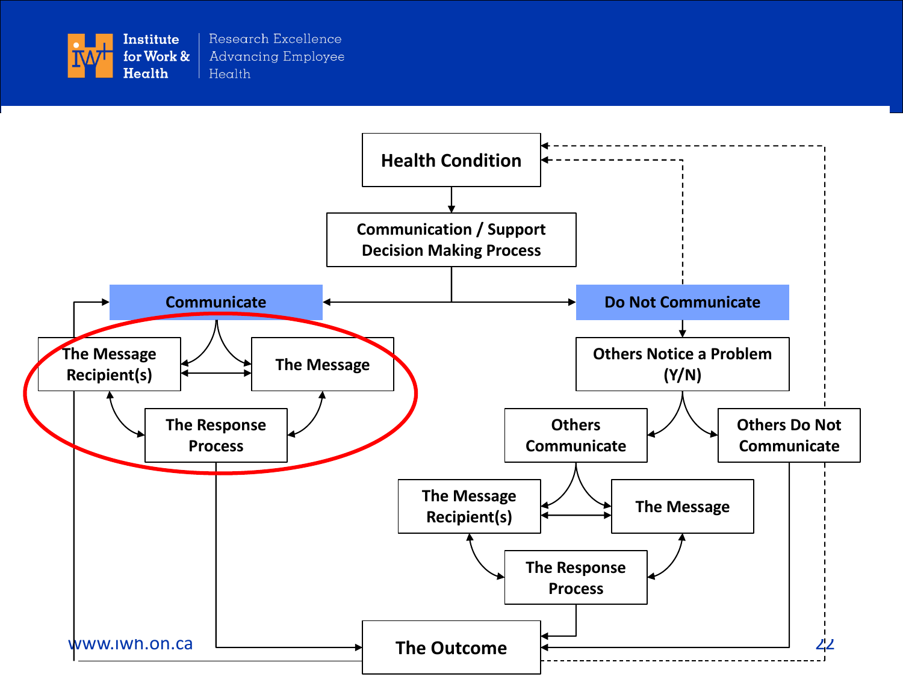Health Condition

Communication / Support Decision Making Process

Communicate

- The Message Recipient(s)
- The Message
- The Response Process

Do Not Communicate

Others Notice a Problem (Y/N)

- Others Communicate
  - The Message Recipient(s)
  - The Message
  - The Response Process
- Others Do Not Communicate

The Outcome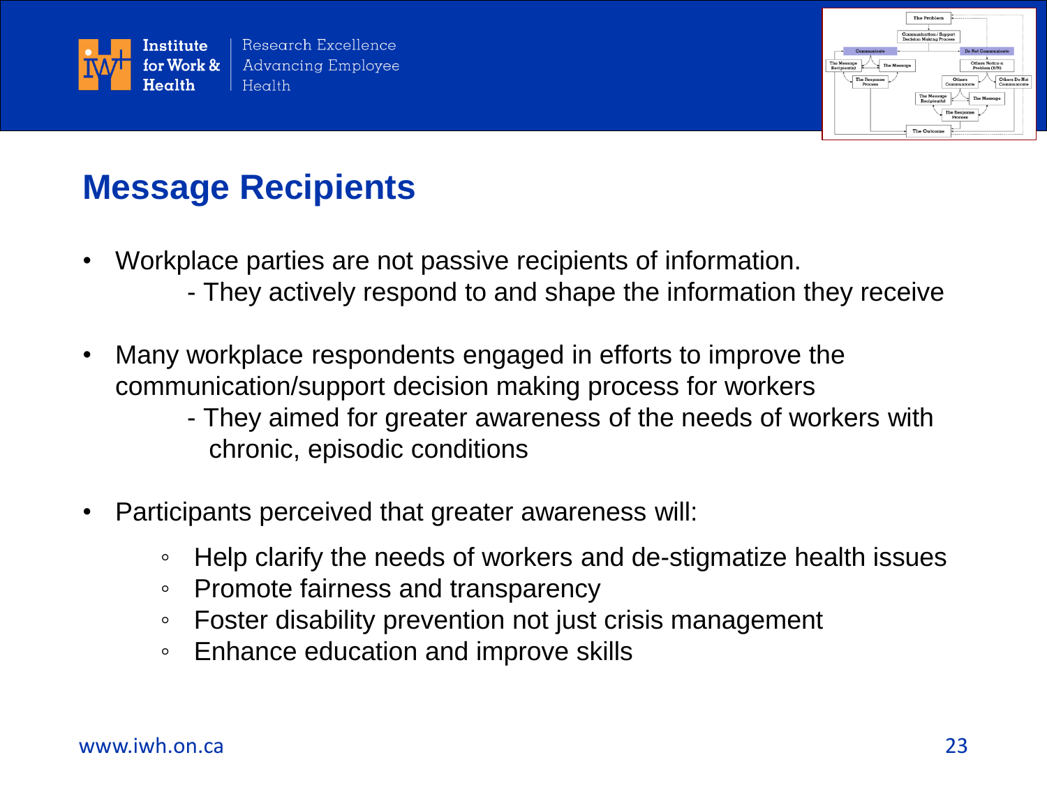## Message Recipients

- Workplace parties are not passive recipients of information.
  - They actively respond to and shape the information they receive

- Many workplace respondents engaged in efforts to improve the communication/support decision making process for workers
  - They aimed for greater awareness of the needs of workers with chronic, episodic conditions

- Participants perceived that greater awareness will:
  - Help clarify the needs of workers and de-stigmatize health issues
  - Promote fairness and transparency
  - Foster disability prevention not just crisis management
  - Enhance education and improve skills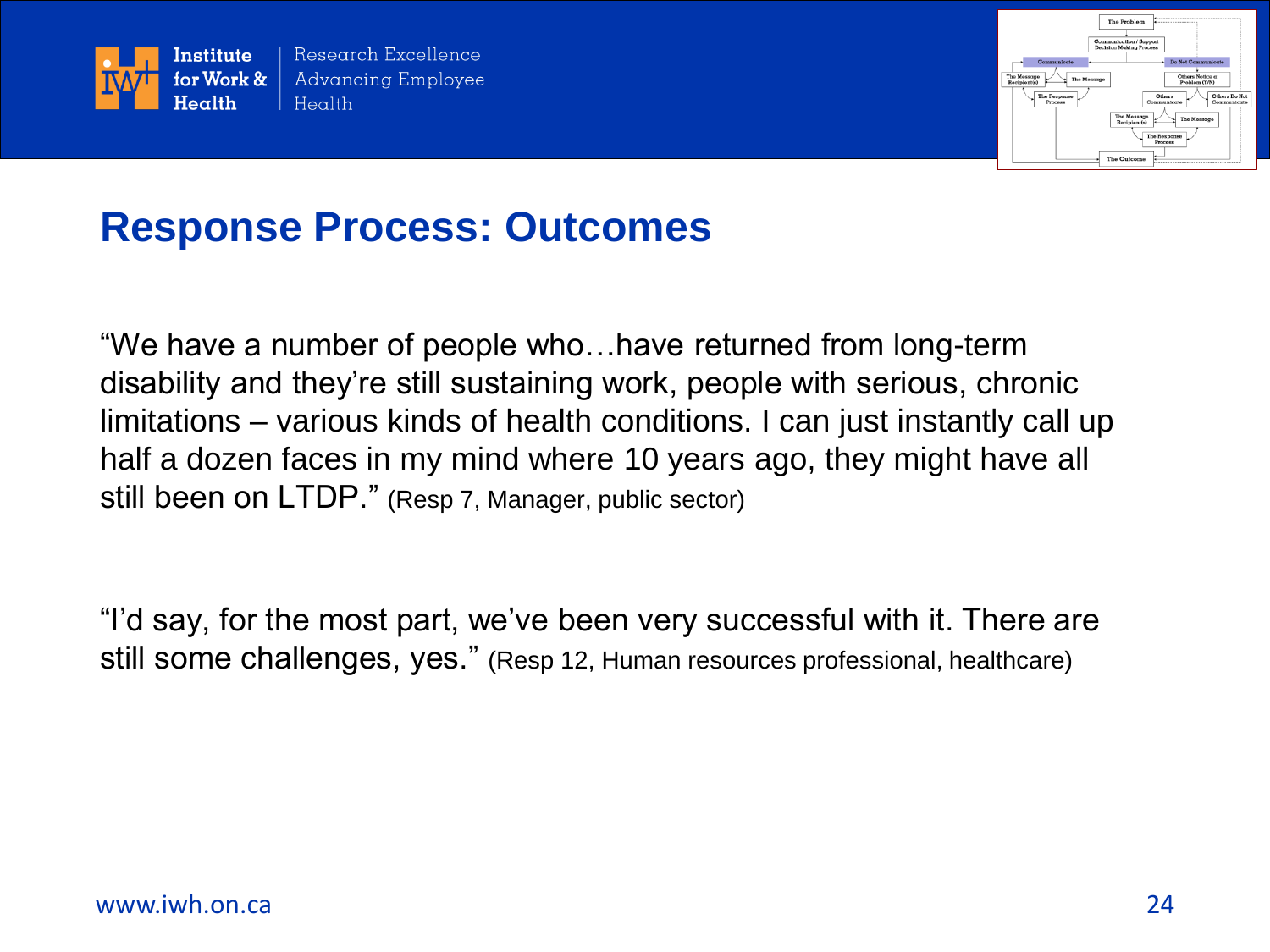# Response Process: Outcomes

"We have a number of people who…have returned from long-term disability and they're still sustaining work, people with serious, chronic limitations – various kinds of health conditions. I can just instantly call up half a dozen faces in my mind where 10 years ago, they might have all still been on LTDP." (Resp 7, Manager, public sector)

"I'd say, for the most part, we've been very successful with it. There are still some challenges, yes." (Resp 12, Human resources professional, healthcare)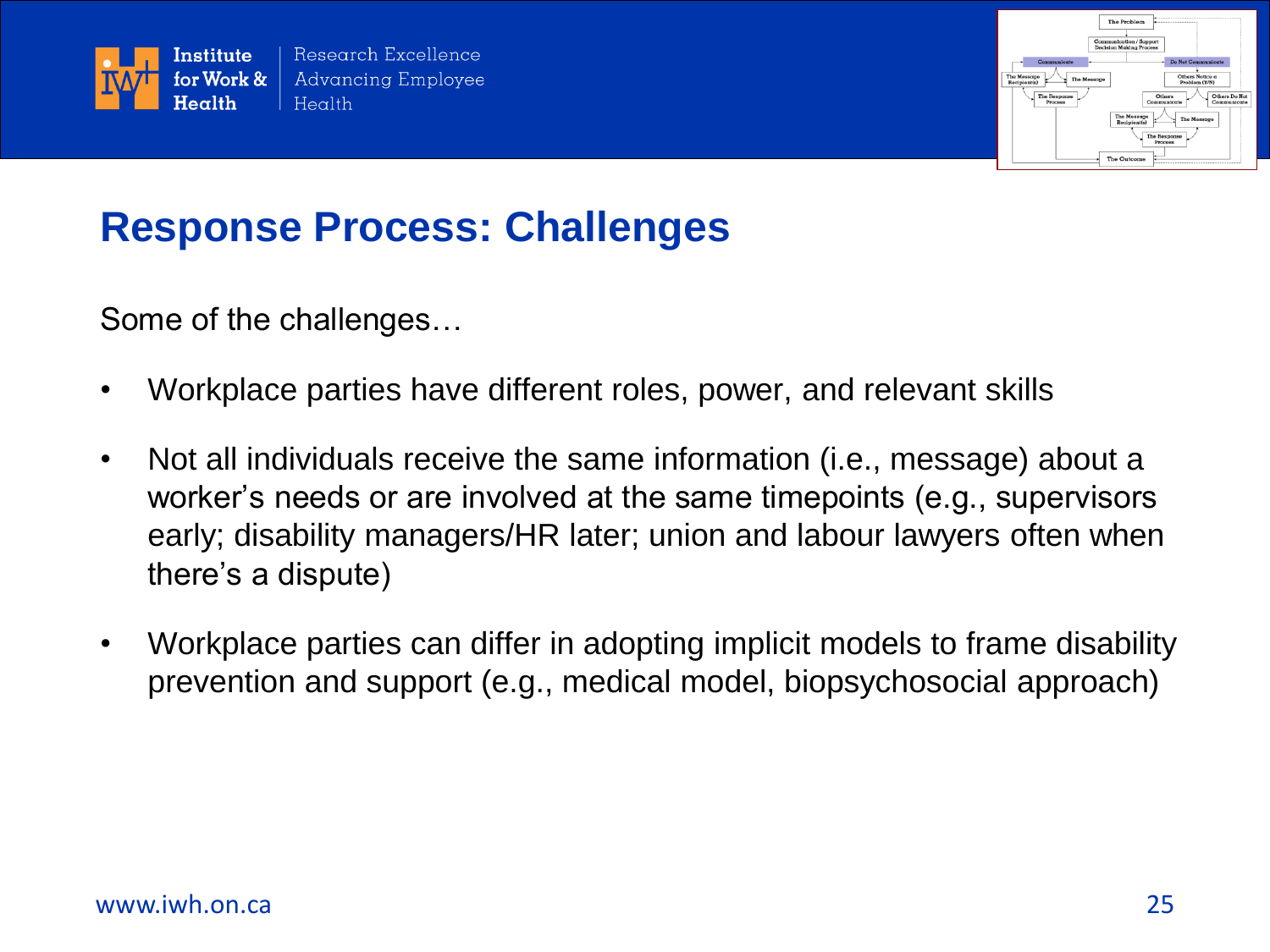## Response Process: Challenges

Some of the challenges…

- Workplace parties have different roles, power, and relevant skills
- Not all individuals receive the same information (i.e., message) about a worker's needs or are involved at the same timepoints (e.g., supervisors early; disability managers/HR later; union and labour lawyers often when there's a dispute)
- Workplace parties can differ in adopting implicit models to frame disability prevention and support (e.g., medical model, biopsychosocial approach)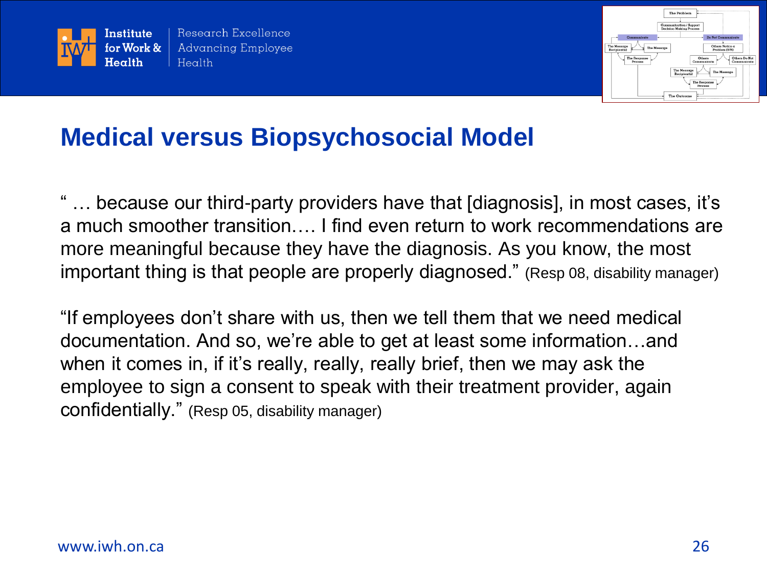# Medical versus Biopsychosocial Model

" … because our third-party providers have that [diagnosis], in most cases, it's a much smoother transition…. I find even return to work recommendations are more meaningful because they have the diagnosis. As you know, the most important thing is that people are properly diagnosed." (Resp 08, disability manager)

"If employees don't share with us, then we tell them that we need medical documentation. And so, we're able to get at least some information…and when it comes in, if it's really, really, really brief, then we may ask the employee to sign a consent to speak with their treatment provider, again confidentially." (Resp 05, disability manager)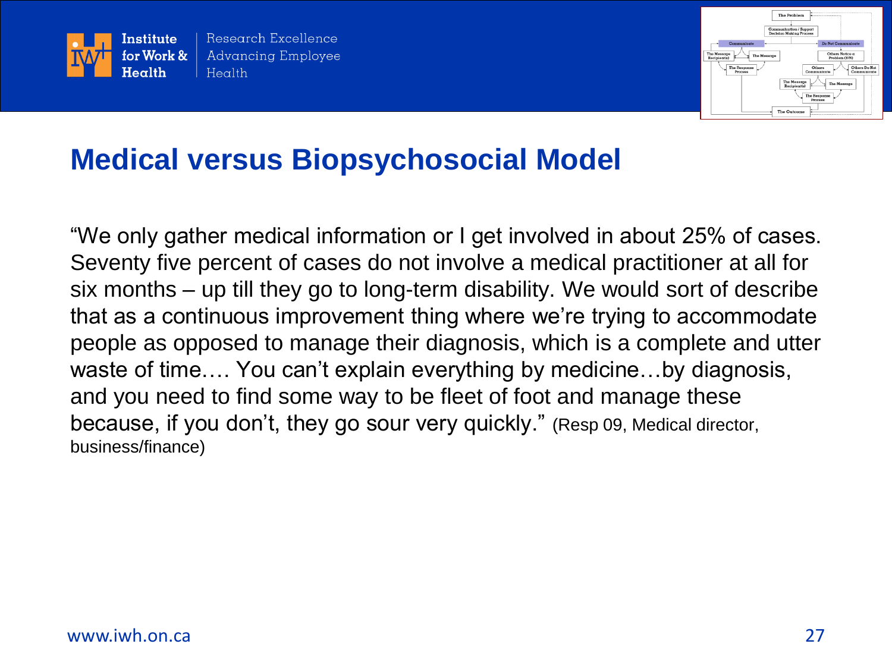## Medical versus Biopsychosocial Model

"We only gather medical information or I get involved in about 25% of cases. Seventy five percent of cases do not involve a medical practitioner at all for six months – up till they go to long-term disability. We would sort of describe that as a continuous improvement thing where we're trying to accommodate people as opposed to manage their diagnosis, which is a complete and utter waste of time…. You can't explain everything by medicine…by diagnosis, and you need to find some way to be fleet of foot and manage these because, if you don't, they go sour very quickly." (Resp 09, Medical director, business/finance)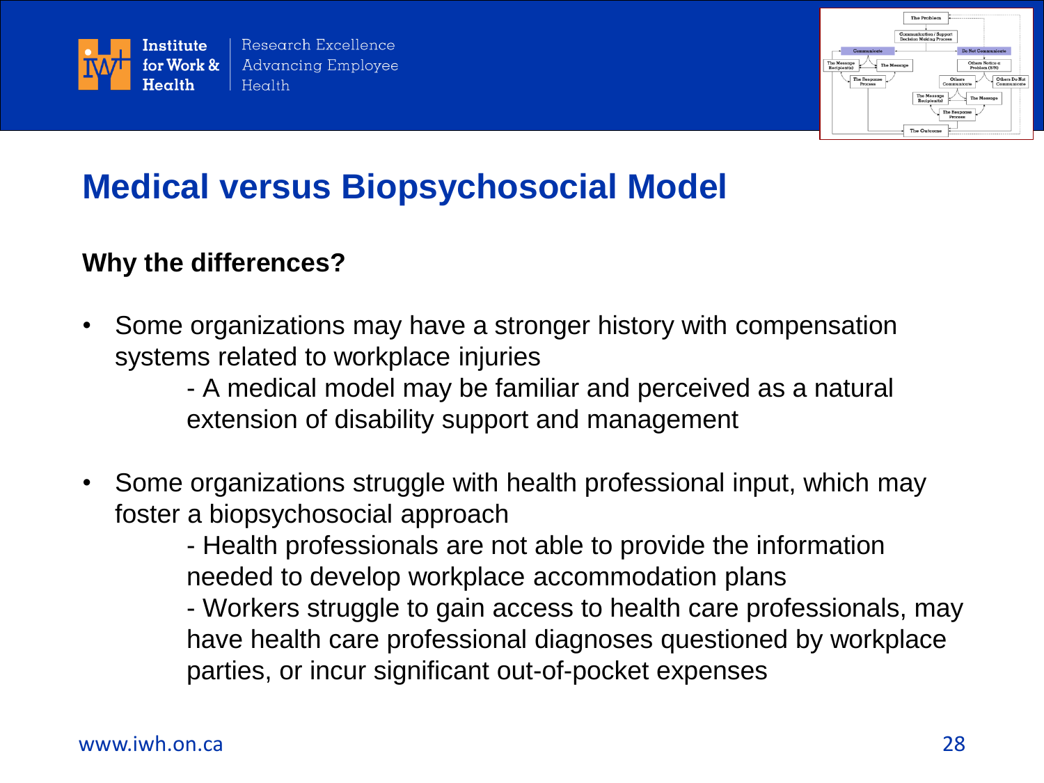# Medical versus Biopsychosocial Model

**Why the differences?**

- Some organizations may have a stronger history with compensation systems related to workplace injuries
  - A medical model may be familiar and perceived as a natural extension of disability support and management
- Some organizations struggle with health professional input, which may foster a biopsychosocial approach
  - Health professionals are not able to provide the information needed to develop workplace accommodation plans
  - Workers struggle to gain access to health care professionals, may have health care professional diagnoses questioned by workplace parties, or incur significant out-of-pocket expenses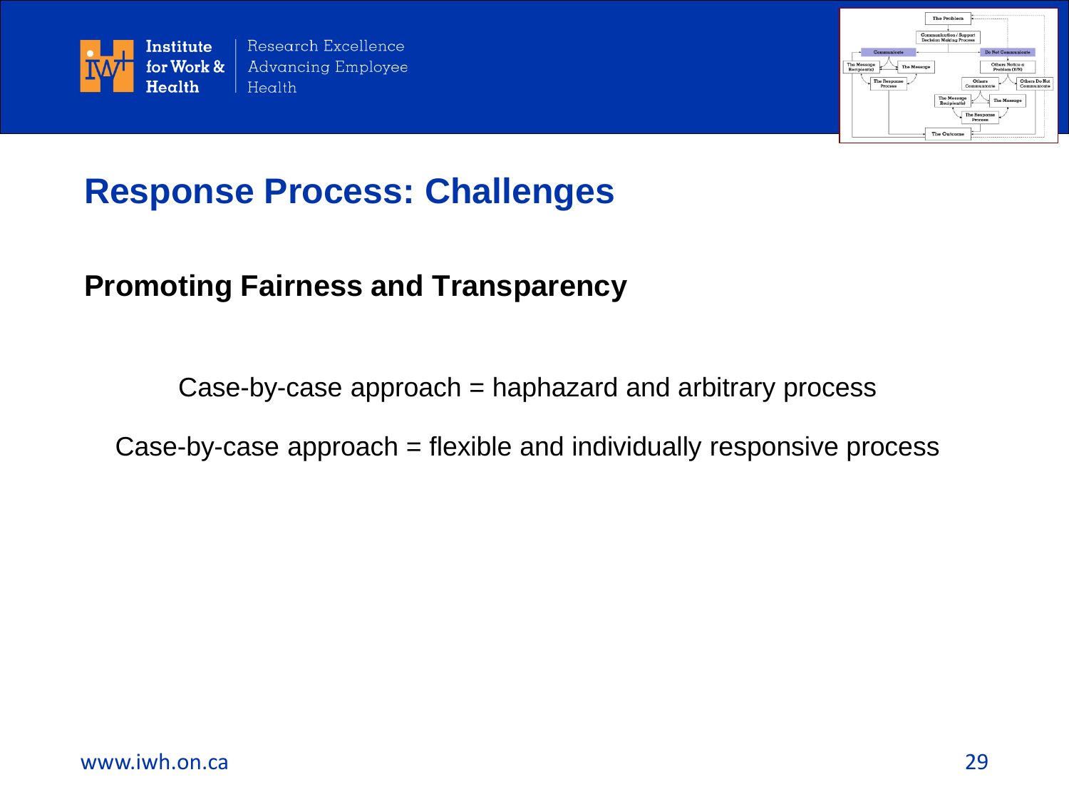# Response Process: Challenges

## Promoting Fairness and Transparency

Case-by-case approach = haphazard and arbitrary process

Case-by-case approach = flexible and individually responsive process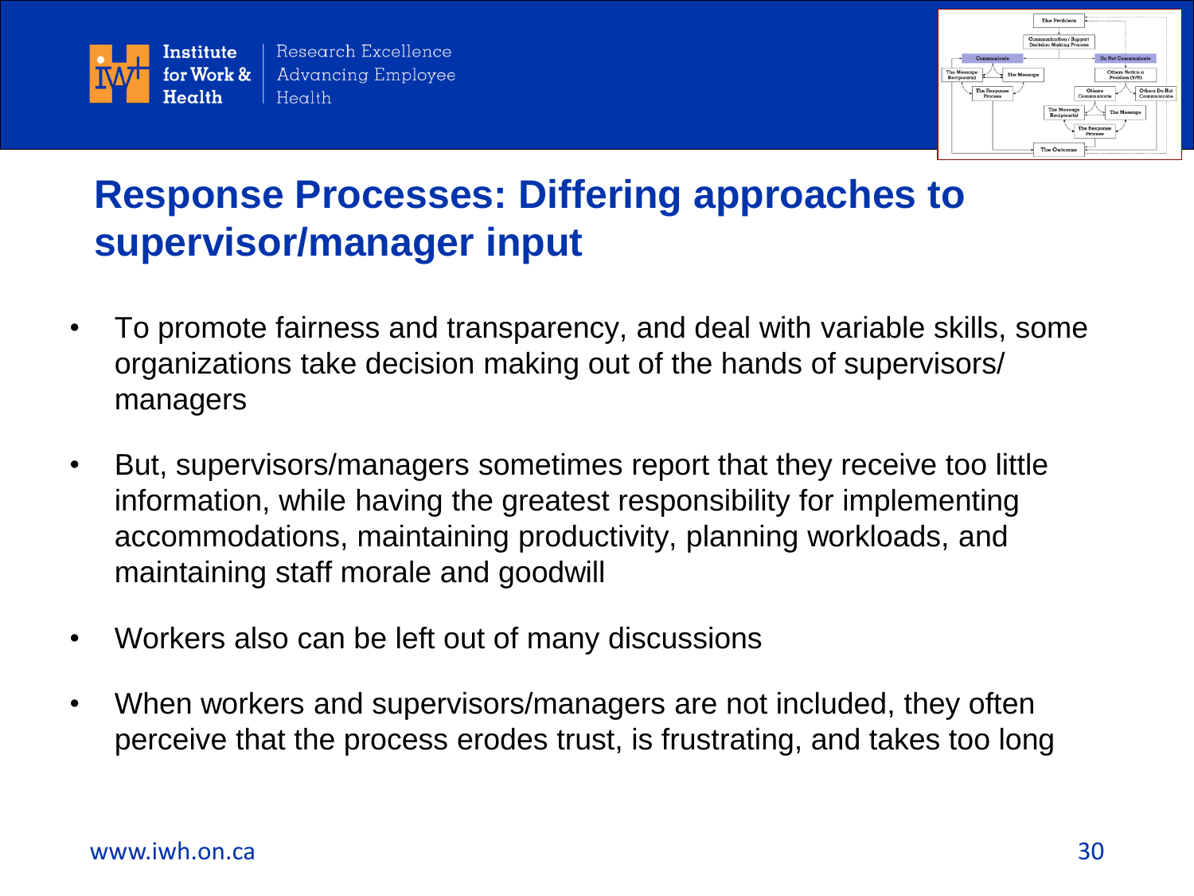## Response Processes: Differing approaches to supervisor/manager input

- To promote fairness and transparency, and deal with variable skills, some organizations take decision making out of the hands of supervisors/ managers
- But, supervisors/managers sometimes report that they receive too little information, while having the greatest responsibility for implementing accommodations, maintaining productivity, planning workloads, and maintaining staff morale and goodwill
- Workers also can be left out of many discussions
- When workers and supervisors/managers are not included, they often perceive that the process erodes trust, is frustrating, and takes too long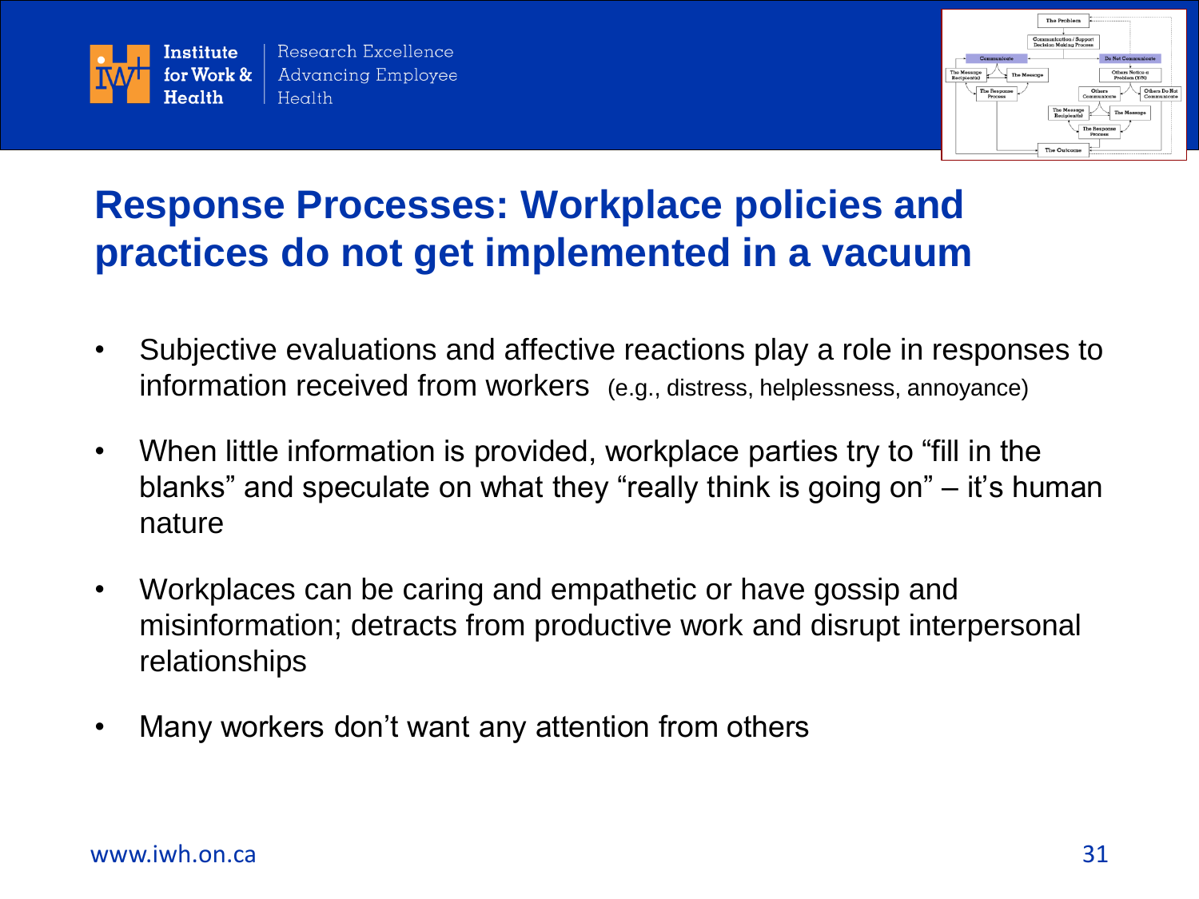## Response Processes: Workplace policies and practices do not get implemented in a vacuum

- Subjective evaluations and affective reactions play a role in responses to information received from workers (e.g., distress, helplessness, annoyance)
- When little information is provided, workplace parties try to "fill in the blanks" and speculate on what they "really think is going on" – it's human nature
- Workplaces can be caring and empathetic or have gossip and misinformation; detracts from productive work and disrupt interpersonal relationships
- Many workers don't want any attention from others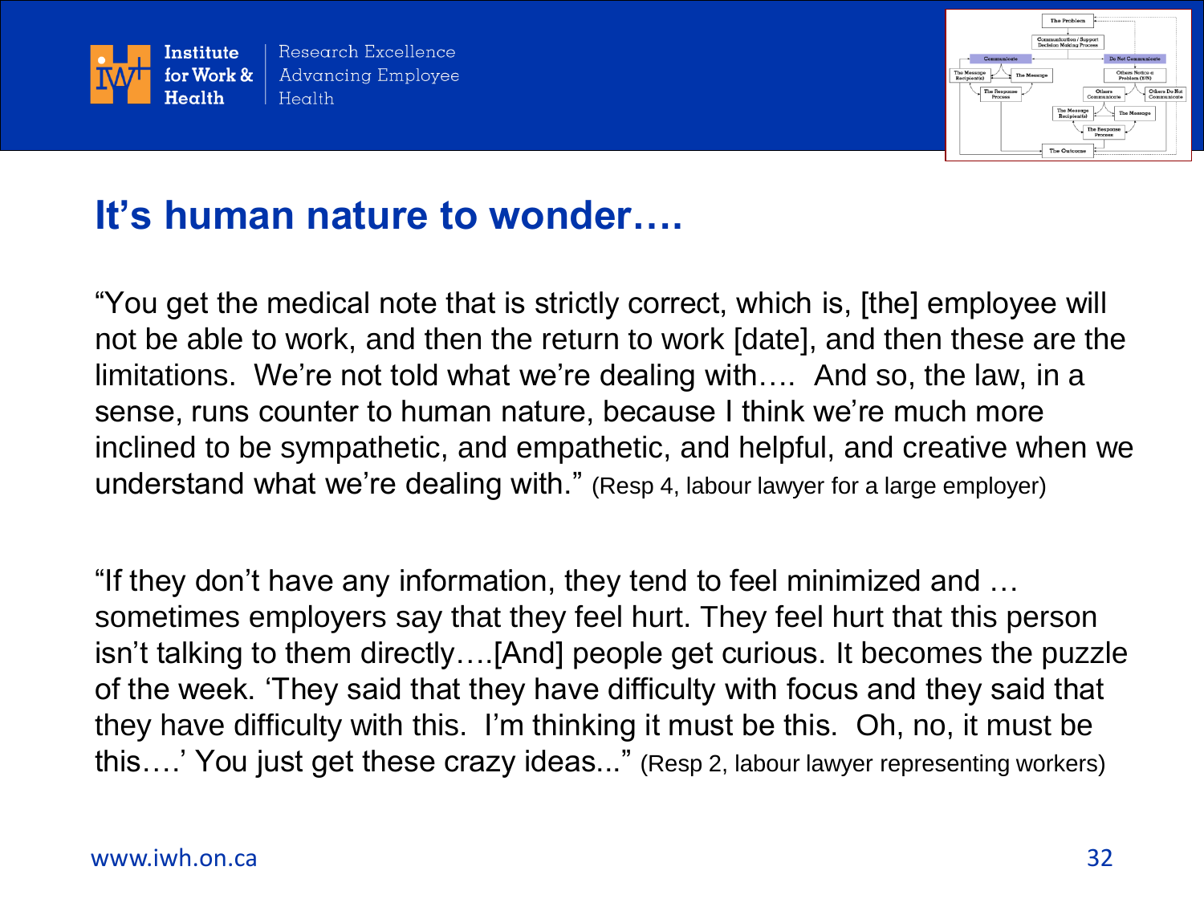## It's human nature to wonder….

"You get the medical note that is strictly correct, which is, [the] employee will not be able to work, and then the return to work [date], and then these are the limitations. We're not told what we're dealing with…. And so, the law, in a sense, runs counter to human nature, because I think we're much more inclined to be sympathetic, and empathetic, and helpful, and creative when we understand what we're dealing with." (Resp 4, labour lawyer for a large employer)

"If they don't have any information, they tend to feel minimized and … sometimes employers say that they feel hurt. They feel hurt that this person isn't talking to them directly….[And] people get curious. It becomes the puzzle of the week. 'They said that they have difficulty with focus and they said that they have difficulty with this. I'm thinking it must be this. Oh, no, it must be this….' You just get these crazy ideas..." (Resp 2, labour lawyer representing workers)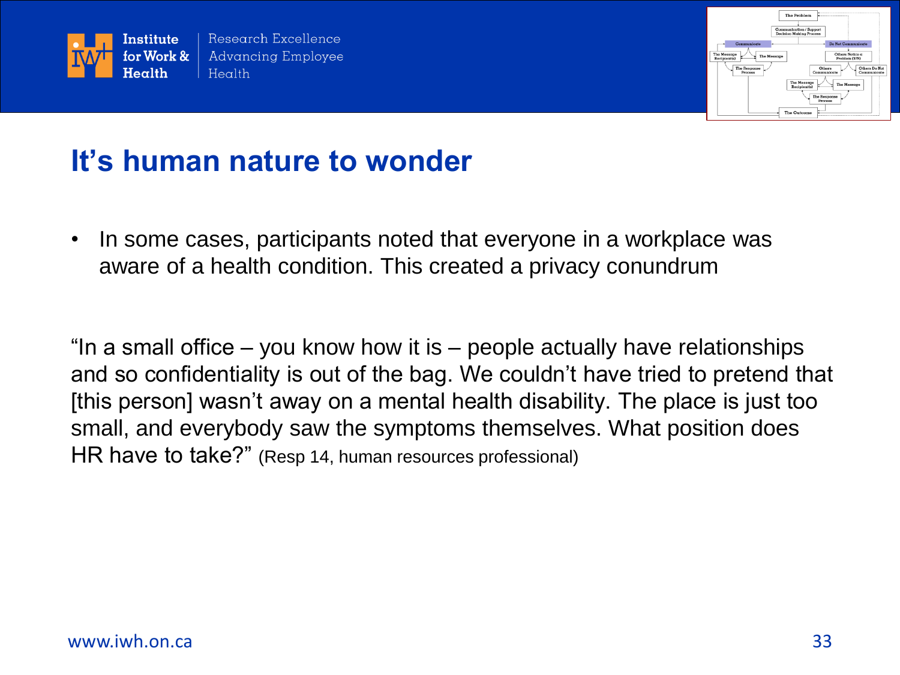## It's human nature to wonder

- In some cases, participants noted that everyone in a workplace was aware of a health condition. This created a privacy conundrum

"In a small office – you know how it is – people actually have relationships and so confidentiality is out of the bag. We couldn't have tried to pretend that [this person] wasn't away on a mental health disability. The place is just too small, and everybody saw the symptoms themselves. What position does HR have to take?" (Resp 14, human resources professional)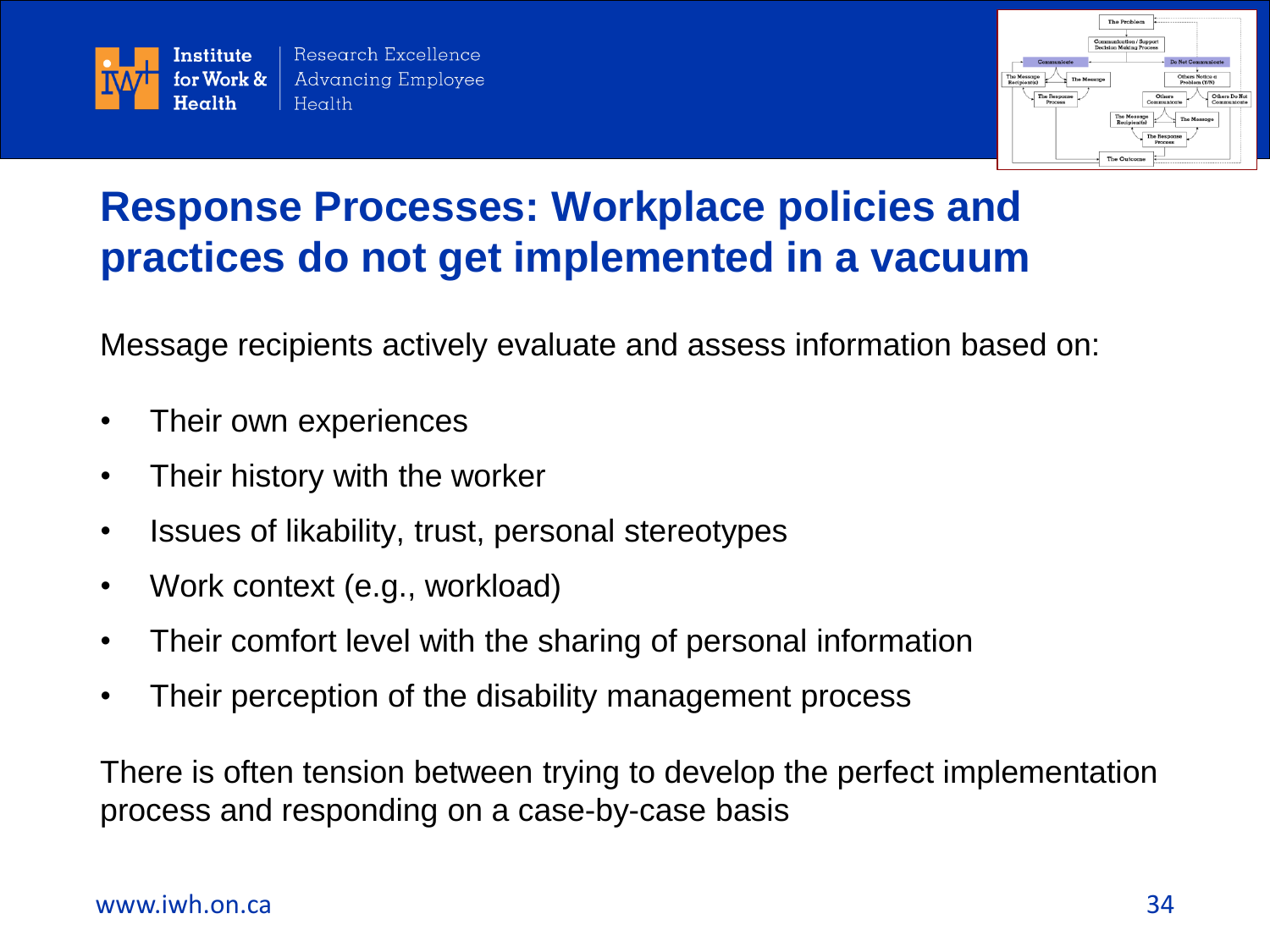# Response Processes: Workplace policies and practices do not get implemented in a vacuum

Message recipients actively evaluate and assess information based on:

- Their own experiences
- Their history with the worker
- Issues of likability, trust, personal stereotypes
- Work context (e.g., workload)
- Their comfort level with the sharing of personal information
- Their perception of the disability management process

There is often tension between trying to develop the perfect implementation process and responding on a case-by-case basis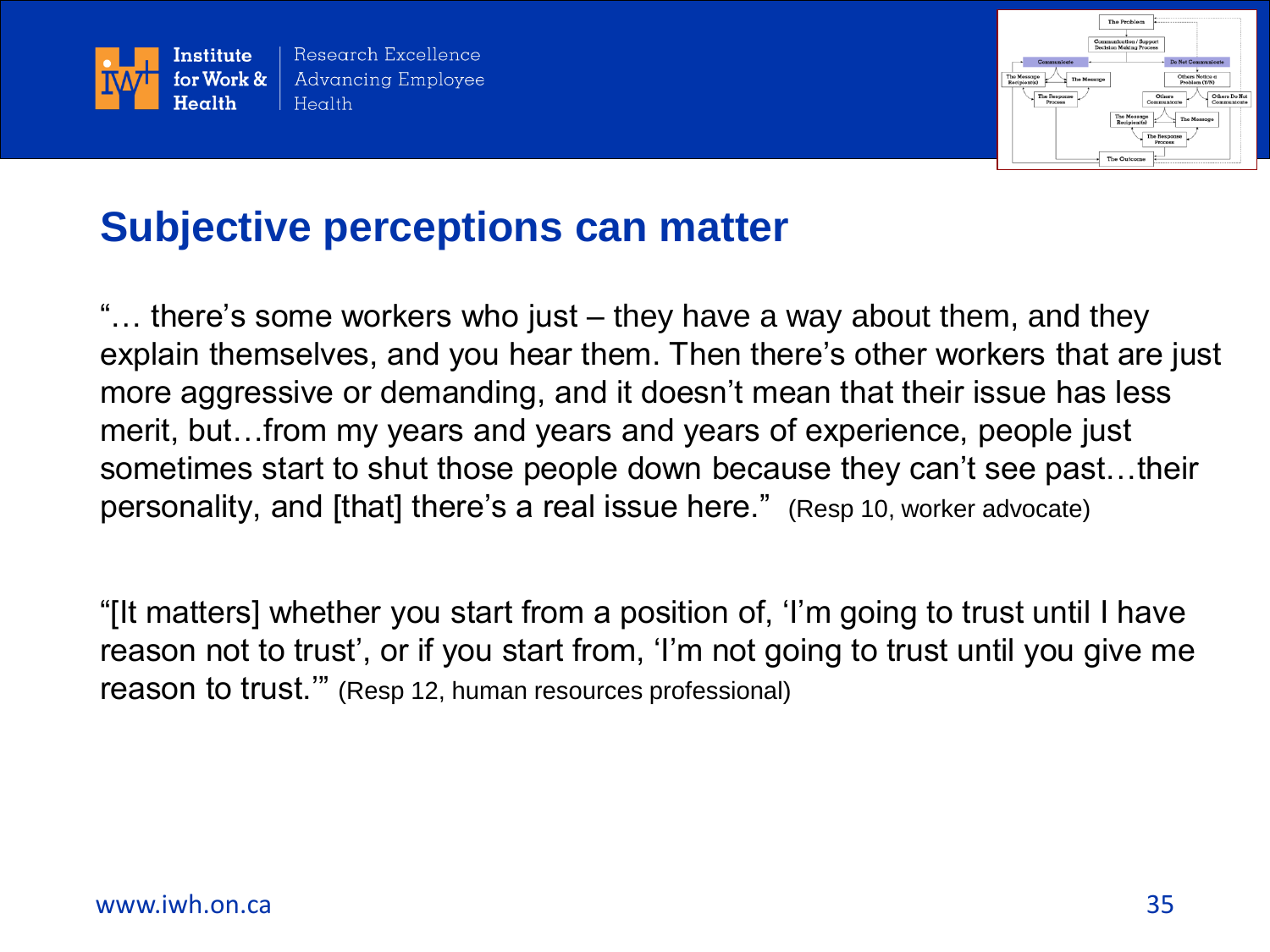## Subjective perceptions can matter

"… there's some workers who just – they have a way about them, and they explain themselves, and you hear them. Then there's other workers that are just more aggressive or demanding, and it doesn't mean that their issue has less merit, but…from my years and years and years of experience, people just sometimes start to shut those people down because they can't see past…their personality, and [that] there's a real issue here." (Resp 10, worker advocate)

"[It matters] whether you start from a position of, 'I'm going to trust until I have reason not to trust', or if you start from, 'I'm not going to trust until you give me reason to trust.'" (Resp 12, human resources professional)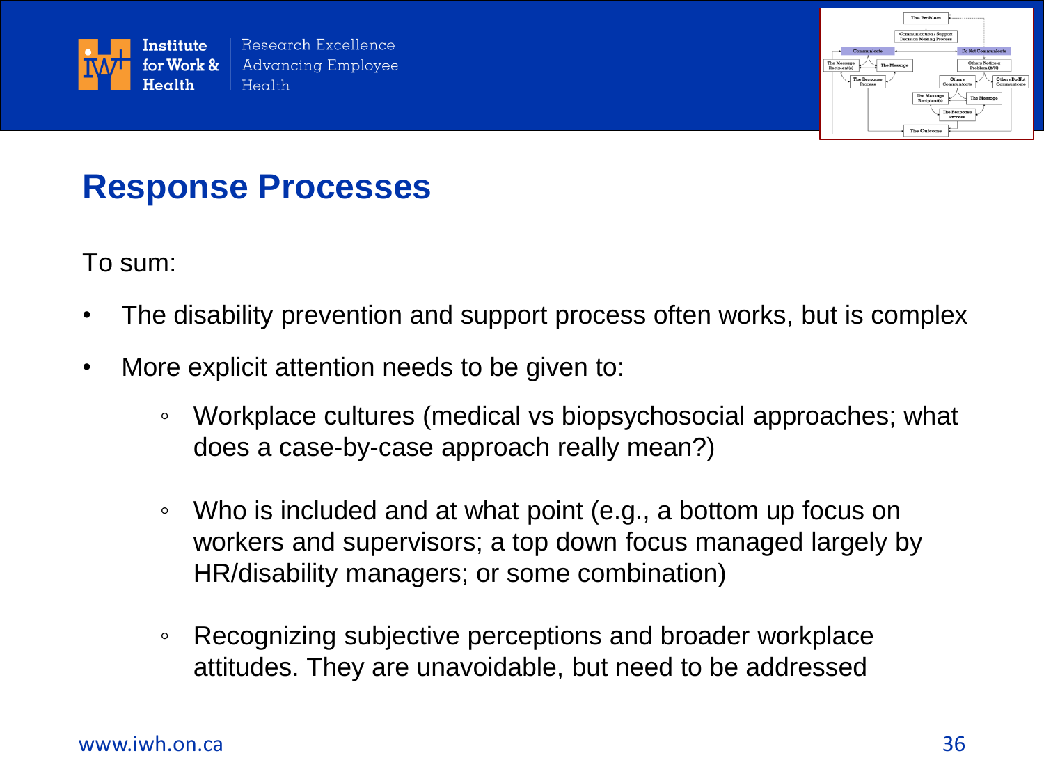## Response Processes

To sum:

- The disability prevention and support process often works, but is complex
- More explicit attention needs to be given to:
    - Workplace cultures (medical vs biopsychosocial approaches; what does a case-by-case approach really mean?)
    - Who is included and at what point (e.g., a bottom up focus on workers and supervisors; a top down focus managed largely by HR/disability managers; or some combination)
    - Recognizing subjective perceptions and broader workplace attitudes. They are unavoidable, but need to be addressed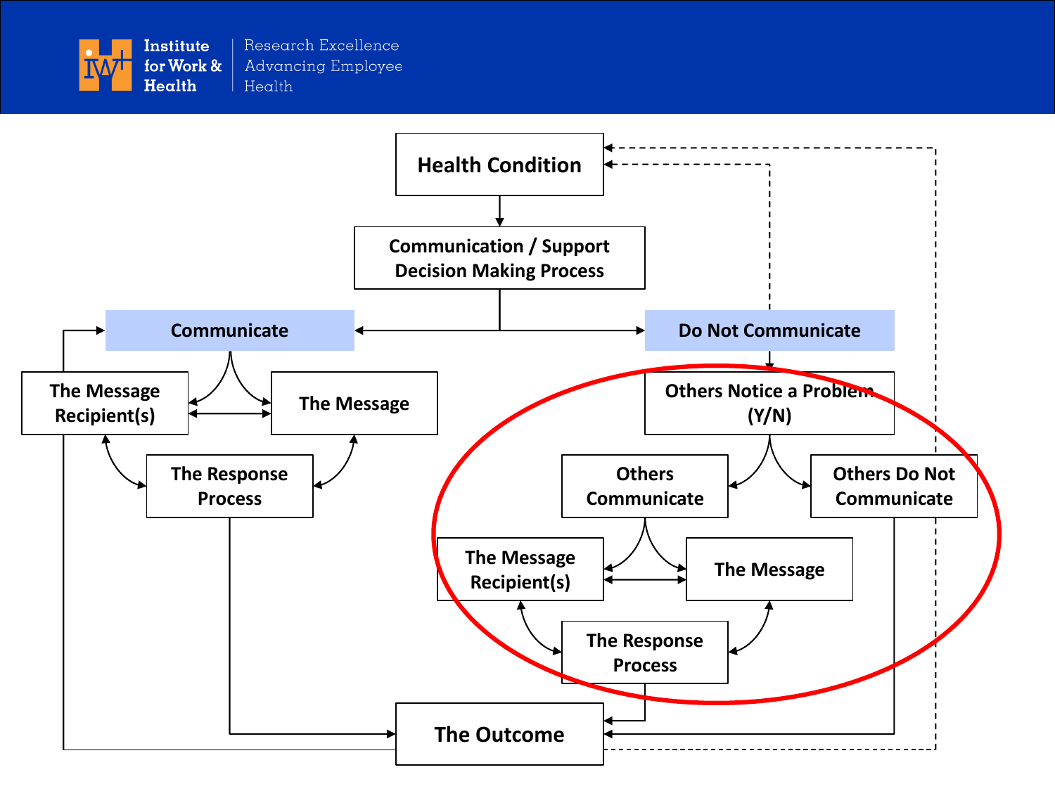Institute for Work & Health | Research Excellence Advancing Employee Health

Health Condition

Communication / Support Decision Making Process

Communicate

The Message Recipient(s)

The Message

The Response Process

Do Not Communicate

Others Notice a Problem (Y/N)

Others Communicate

Others Do Not Communicate

The Message Recipient(s)

The Message

The Response Process

The Outcome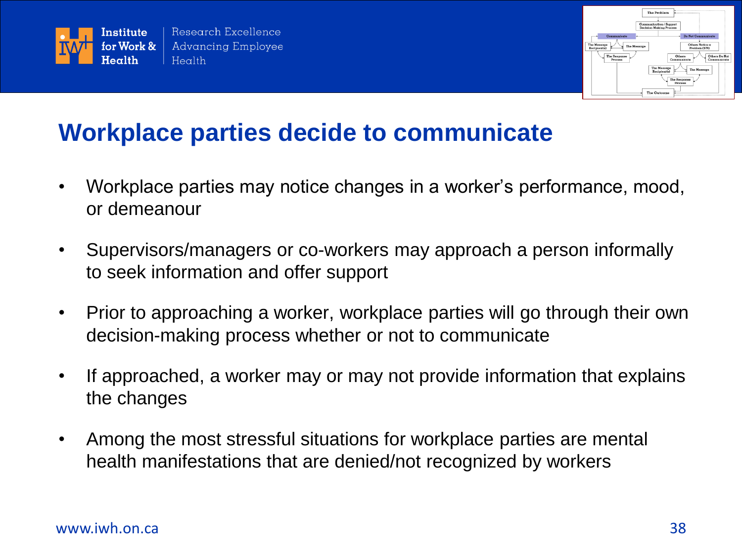# Workplace parties decide to communicate

- Workplace parties may notice changes in a worker's performance, mood, or demeanour
- Supervisors/managers or co-workers may approach a person informally to seek information and offer support
- Prior to approaching a worker, workplace parties will go through their own decision-making process whether or not to communicate
- If approached, a worker may or may not provide information that explains the changes
- Among the most stressful situations for workplace parties are mental health manifestations that are denied/not recognized by workers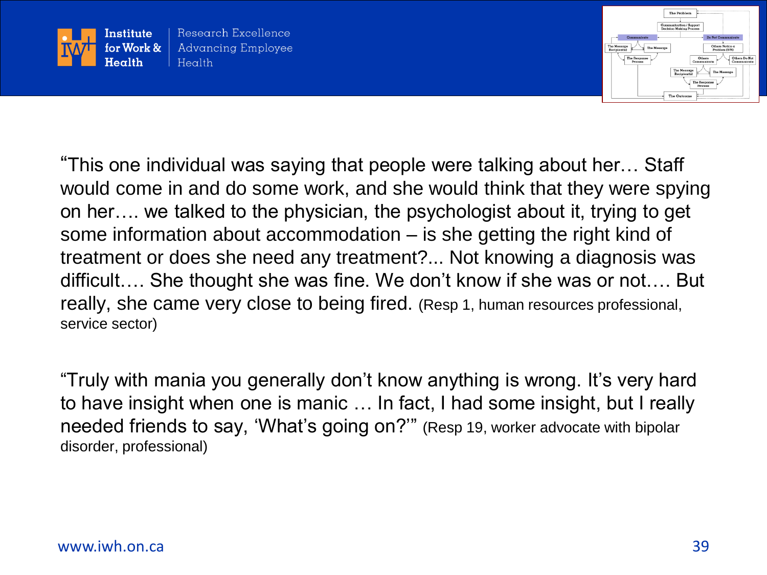"This one individual was saying that people were talking about her… Staff would come in and do some work, and she would think that they were spying on her…. we talked to the physician, the psychologist about it, trying to get some information about accommodation – is she getting the right kind of treatment or does she need any treatment?... Not knowing a diagnosis was difficult…. She thought she was fine. We don't know if she was or not…. But really, she came very close to being fired. (Resp 1, human resources professional, service sector)

"Truly with mania you generally don't know anything is wrong. It's very hard to have insight when one is manic … In fact, I had some insight, but I really needed friends to say, 'What's going on?'" (Resp 19, worker advocate with bipolar disorder, professional)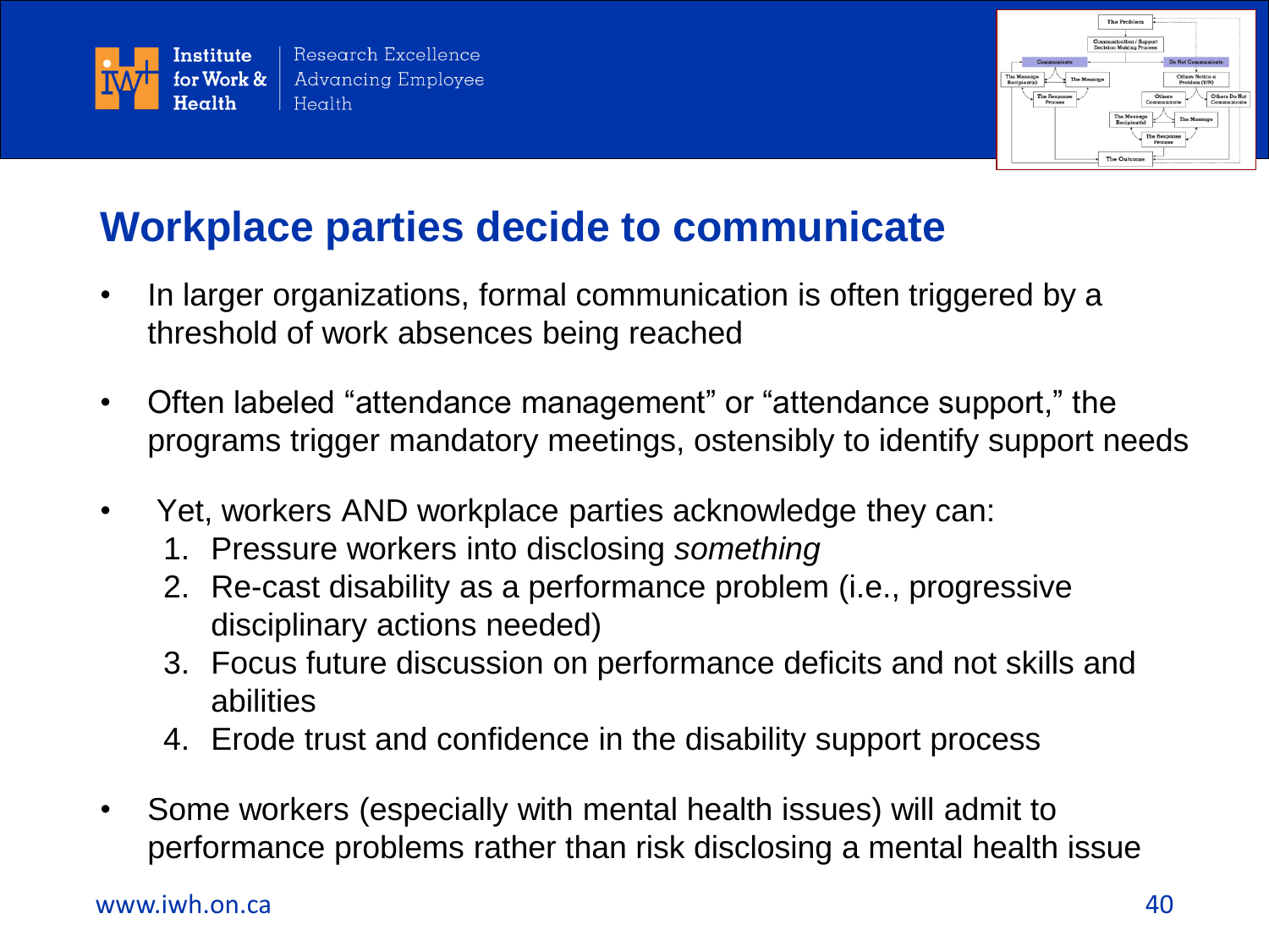# Workplace parties decide to communicate

- In larger organizations, formal communication is often triggered by a threshold of work absences being reached
- Often labeled "attendance management" or "attendance support," the programs trigger mandatory meetings, ostensibly to identify support needs
- Yet, workers AND workplace parties acknowledge they can:
  1. Pressure workers into disclosing *something*
  2. Re-cast disability as a performance problem (i.e., progressive disciplinary actions needed)
  3. Focus future discussion on performance deficits and not skills and abilities
  4. Erode trust and confidence in the disability support process
- Some workers (especially with mental health issues) will admit to performance problems rather than risk disclosing a mental health issue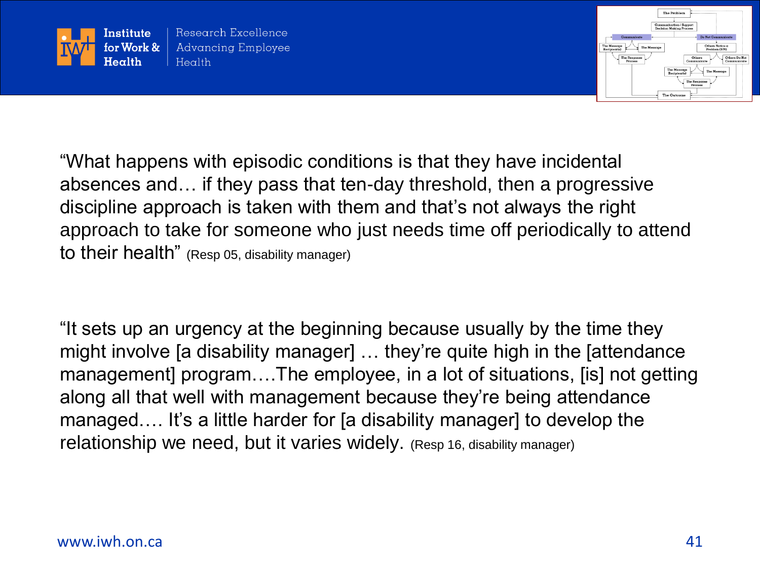“What happens with episodic conditions is that they have incidental absences and… if they pass that ten-day threshold, then a progressive discipline approach is taken with them and that’s not always the right approach to take for someone who just needs time off periodically to attend to their health” (Resp 05, disability manager)

“It sets up an urgency at the beginning because usually by the time they might involve [a disability manager] … they’re quite high in the [attendance management] program….The employee, in a lot of situations, [is] not getting along all that well with management because they’re being attendance managed…. It’s a little harder for [a disability manager] to develop the relationship we need, but it varies widely. (Resp 16, disability manager)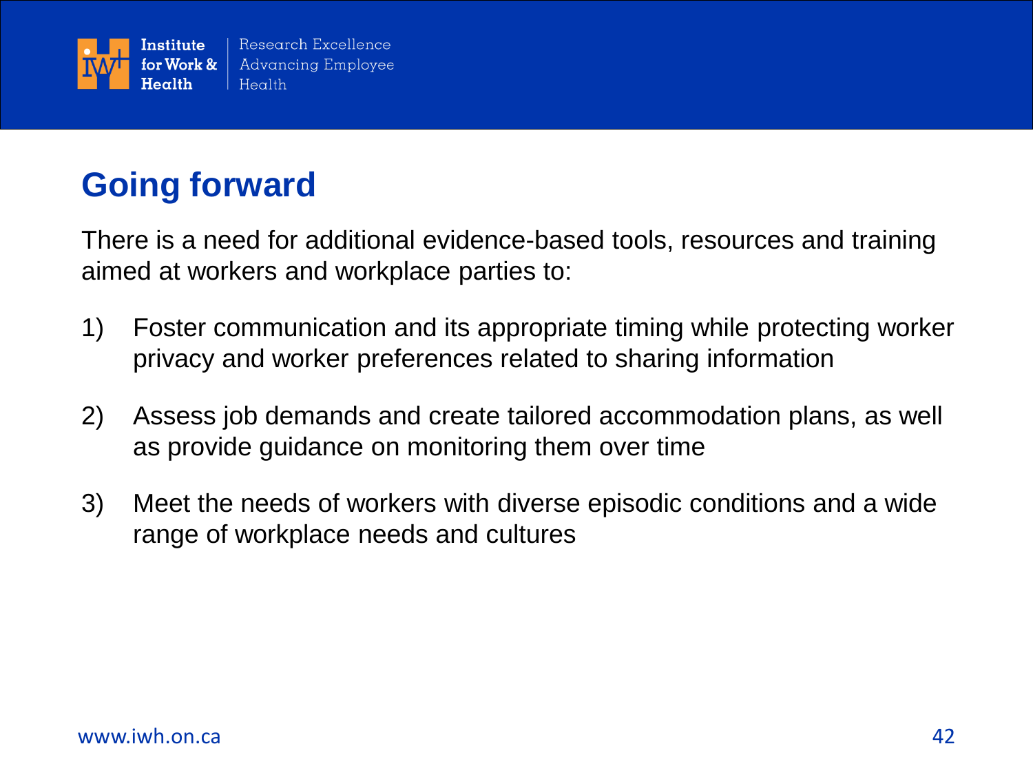## Going forward

There is a need for additional evidence-based tools, resources and training aimed at workers and workplace parties to:

1) Foster communication and its appropriate timing while protecting worker privacy and worker preferences related to sharing information

2) Assess job demands and create tailored accommodation plans, as well as provide guidance on monitoring them over time

3) Meet the needs of workers with diverse episodic conditions and a wide range of workplace needs and cultures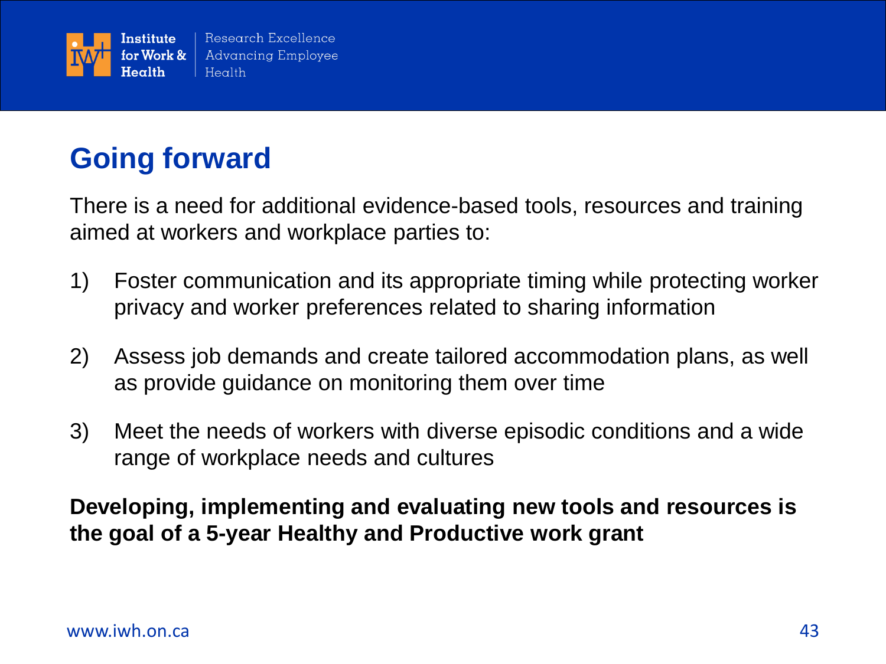## Going forward

There is a need for additional evidence-based tools, resources and training aimed at workers and workplace parties to:

1) Foster communication and its appropriate timing while protecting worker privacy and worker preferences related to sharing information

2) Assess job demands and create tailored accommodation plans, as well as provide guidance on monitoring them over time

3) Meet the needs of workers with diverse episodic conditions and a wide range of workplace needs and cultures

**Developing, implementing and evaluating new tools and resources is the goal of a 5-year Healthy and Productive work grant**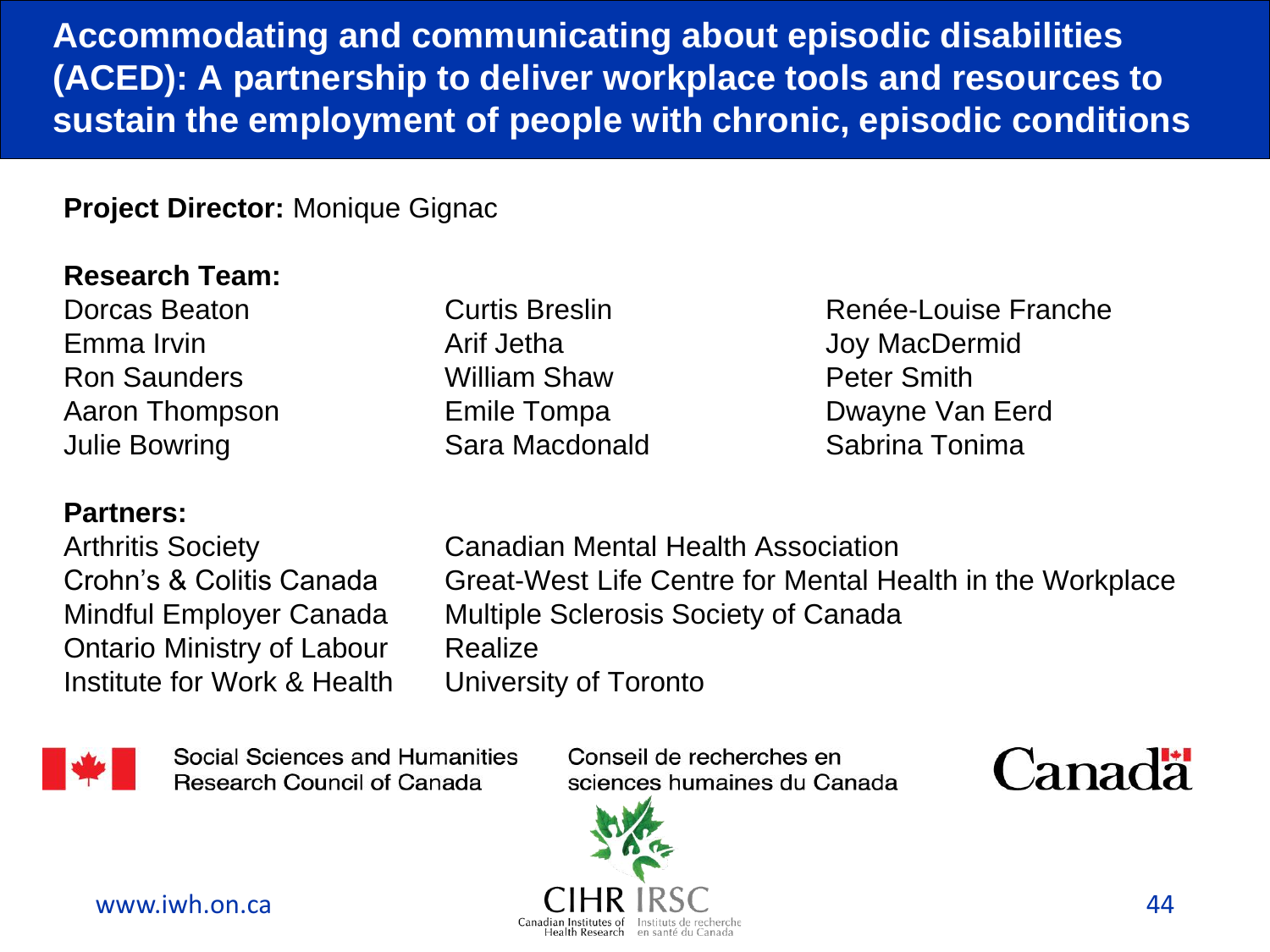# Accommodating and communicating about episodic disabilities (ACED): A partnership to deliver workplace tools and resources to sustain the employment of people with chronic, episodic conditions

**Project Director:** Monique Gignac

**Research Team:**

Dorcas Beaton
Emma Irvin
Ron Saunders
Aaron Thompson
Julie Bowring
Curtis Breslin
Arif Jetha
William Shaw
Emile Tompa
Sara Macdonald
Renée-Louise Franche
Joy MacDermid
Peter Smith
Dwayne Van Eerd
Sabrina Tonima

**Partners:**

Arthritis Society
Crohn's & Colitis Canada
Mindful Employer Canada
Ontario Ministry of Labour
Institute for Work & Health
Canadian Mental Health Association
Great-West Life Centre for Mental Health in the Workplace
Multiple Sclerosis Society of Canada
Realize
University of Toronto

Social Sciences and Humanities Research Council of Canada

Conseil de recherches en sciences humaines du Canada

Canada

CIHR IRSC
Canadian Institutes of Health Research
Instituts de recherche en santé du Canada

www.iwh.on.ca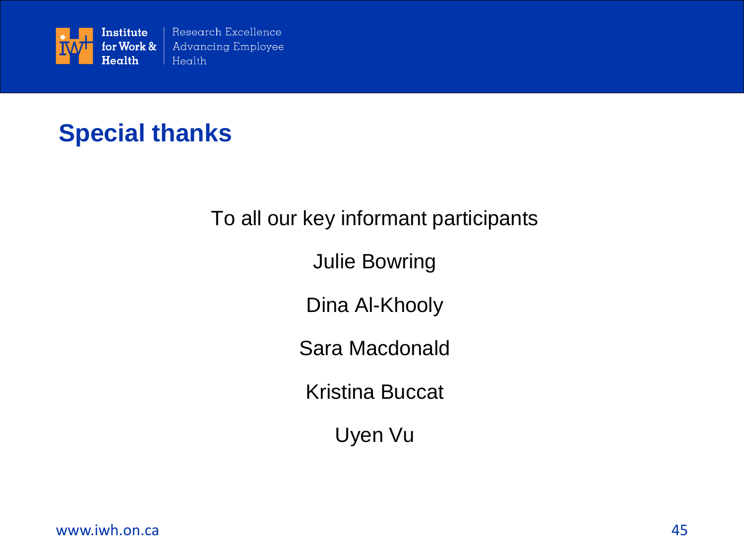## Special thanks

To all our key informant participants

Julie Bowring

Dina Al-Khooly

Sara Macdonald

Kristina Buccat

Uyen Vu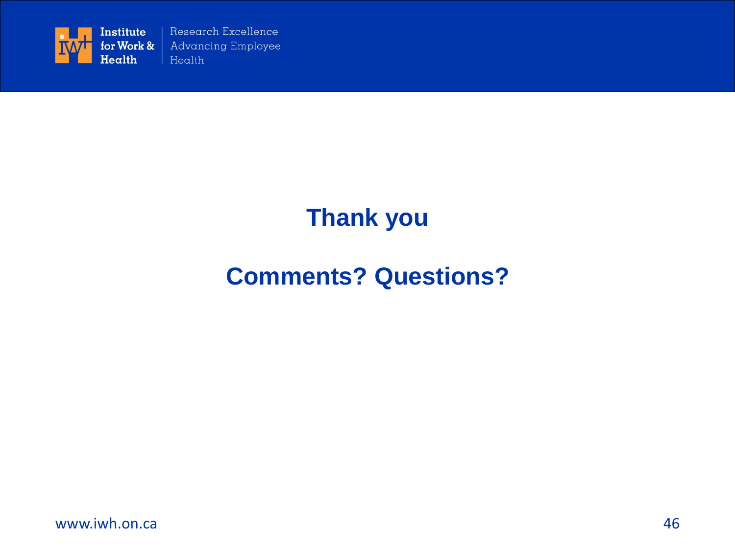# Thank you

# Comments? Questions?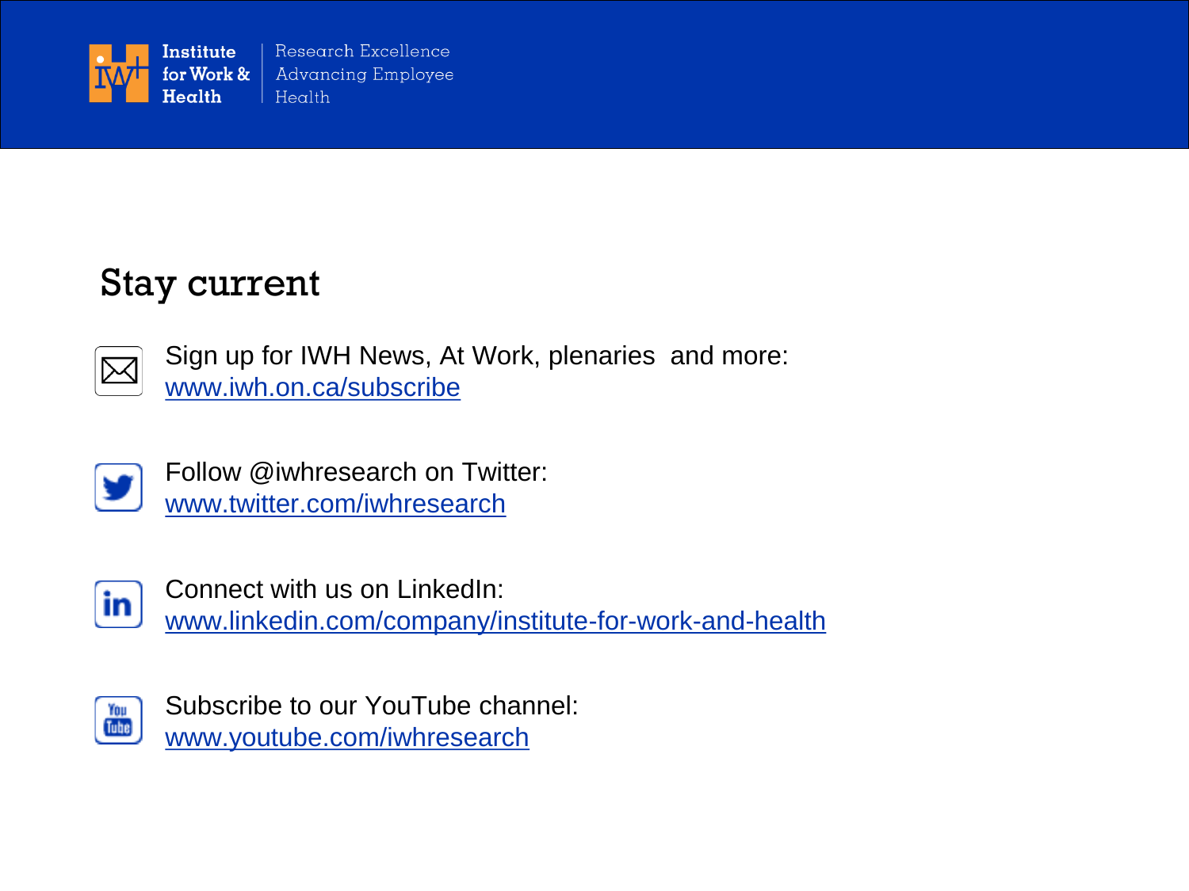Institute for Work & Health | Research Excellence Advancing Employee Health

# Stay current

Sign up for IWH News, At Work, plenaries and more:
www.iwh.on.ca/subscribe

Follow @iwhresearch on Twitter:
www.twitter.com/iwhresearch

Connect with us on LinkedIn:
www.linkedin.com/company/institute-for-work-and-health

Subscribe to our YouTube channel:
www.youtube.com/iwhresearch